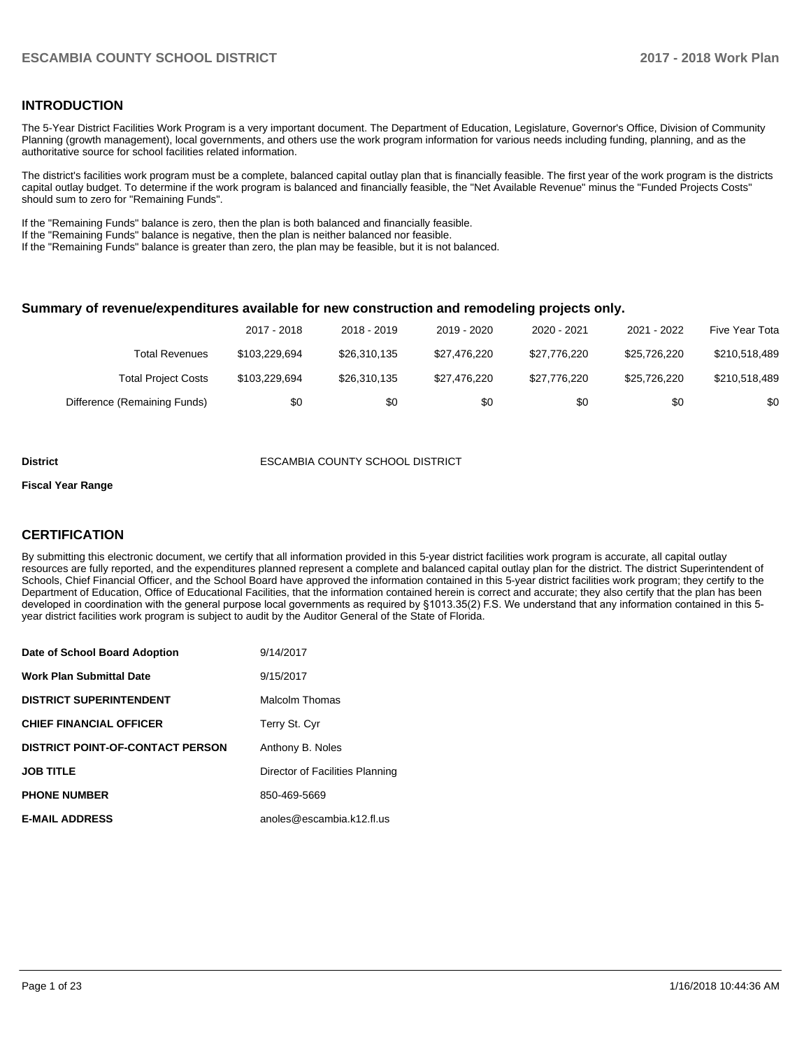## INTRODUCTION

The 5-Year District Facilities Work Program is a very important document. The Department of Education, Legislature, Governor's Office, Division of Community Planning (growth management), local governments, and others use the work program information for various needs including funding, planning, and as the authoritative source for school facilities related information.

The district's facilities work program must be a complete, balanced capital outlay plan that is financially feasible. The first year of the work program is the districts capital outlay budget. To determine if the work program is balanced and financially feasible, the "Net Available Revenue" minus the "Funded Projects Costs" should sum to zero for "Remaining Funds".

If the "Remaining Funds" balance is zero, then the plan is both balanced and financially feasible.
If the "Remaining Funds" balance is negative, then the plan is neither balanced nor feasible.
If the "Remaining Funds" balance is greater than zero, the plan may be feasible, but it is not balanced.

### Summary of revenue/expenditures available for new construction and remodeling projects only.

| | 2017 - 2018 | 2018 - 2019 | 2019 - 2020 | 2020 - 2021 | 2021 - 2022 | Five Year Tota |
|---|---|---|---|---|---|---|
| Total Revenues | $103,229,694 | $26,310,135 | $27,476,220 | $27,776,220 | $25,726,220 | $210,518,489 |
| Total Project Costs | $103,229,694 | $26,310,135 | $27,476,220 | $27,776,220 | $25,726,220 | $210,518,489 |
| Difference (Remaining Funds) | $0 | $0 | $0 | $0 | $0 | $0 |

**District** ESCAMBIA COUNTY SCHOOL DISTRICT

**Fiscal Year Range**

## CERTIFICATION

By submitting this electronic document, we certify that all information provided in this 5-year district facilities work program is accurate, all capital outlay resources are fully reported, and the expenditures planned represent a complete and balanced capital outlay plan for the district. The district Superintendent of Schools, Chief Financial Officer, and the School Board have approved the information contained in this 5-year district facilities work program; they certify to the Department of Education, Office of Educational Facilities, that the information contained herein is correct and accurate; they also certify that the plan has been developed in coordination with the general purpose local governments as required by §1013.35(2) F.S. We understand that any information contained in this 5-year district facilities work program is subject to audit by the Auditor General of the State of Florida.

| | |
|---|---|
| **Date of School Board Adoption** | 9/14/2017 |
| **Work Plan Submittal Date** | 9/15/2017 |
| **DISTRICT SUPERINTENDENT** | Malcolm Thomas |
| **CHIEF FINANCIAL OFFICER** | Terry St. Cyr |
| **DISTRICT POINT-OF-CONTACT PERSON** | Anthony B. Noles |
| **JOB TITLE** | Director of Facilities Planning |
| **PHONE NUMBER** | 850-469-5669 |
| **E-MAIL ADDRESS** | anoles@escambia.k12.fl.us |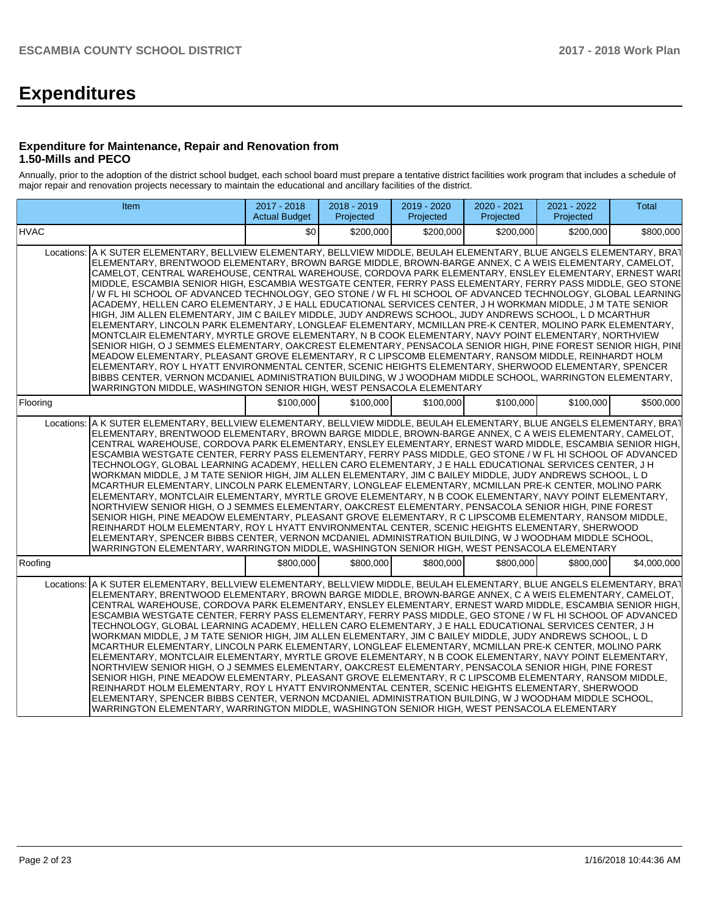# Expenditures

### Expenditure for Maintenance, Repair and Renovation from 1.50-Mills and PECO

Annually, prior to the adoption of the district school budget, each school board must prepare a tentative district facilities work program that includes a schedule of major repair and renovation projects necessary to maintain the educational and ancillary facilities of the district.

| Item | | 2017 - 2018 Actual Budget | 2018 - 2019 Projected | 2019 - 2020 Projected | 2020 - 2021 Projected | 2021 - 2022 Projected | Total |
|---|---|---|---|---|---|---|---|
| HVAC | | $0 | $200,000 | $200,000 | $200,000 | $200,000 | $800,000 |
| Locations: | A K SUTER ELEMENTARY, BELLVIEW ELEMENTARY, BELLVIEW MIDDLE, BEULAH ELEMENTARY, BLUE ANGELS ELEMENTARY, BRAT ELEMENTARY, BRENTWOOD ELEMENTARY, BROWN BARGE MIDDLE, BROWN-BARGE ANNEX, C A WEIS ELEMENTARY, CAMELOT, CAMELOT, CENTRAL WAREHOUSE, CENTRAL WAREHOUSE, CORDOVA PARK ELEMENTARY, ENSLEY ELEMENTARY, ERNEST WARD MIDDLE, ESCAMBIA SENIOR HIGH, ESCAMBIA WESTGATE CENTER, FERRY PASS ELEMENTARY, FERRY PASS MIDDLE, GEO STONE / W FL HI SCHOOL OF ADVANCED TECHNOLOGY, GEO STONE / W FL HI SCHOOL OF ADVANCED TECHNOLOGY, GLOBAL LEARNING ACADEMY, HELLEN CARO ELEMENTARY, J E HALL EDUCATIONAL SERVICES CENTER, J H WORKMAN MIDDLE, J M TATE SENIOR HIGH, JIM ALLEN ELEMENTARY, JIM C BAILEY MIDDLE, JUDY ANDREWS SCHOOL, JUDY ANDREWS SCHOOL, L D MCARTHUR ELEMENTARY, LINCOLN PARK ELEMENTARY, LONGLEAF ELEMENTARY, MCMILLAN PRE-K CENTER, MOLINO PARK ELEMENTARY, MONTCLAIR ELEMENTARY, MYRTLE GROVE ELEMENTARY, N B COOK ELEMENTARY, NAVY POINT ELEMENTARY, NORTHVIEW SENIOR HIGH, O J SEMMES ELEMENTARY, OAKCREST ELEMENTARY, PENSACOLA SENIOR HIGH, PINE FOREST SENIOR HIGH, PINE MEADOW ELEMENTARY, PLEASANT GROVE ELEMENTARY, R C LIPSCOMB ELEMENTARY, RANSOM MIDDLE, REINHARDT HOLM ELEMENTARY, ROY L HYATT ENVIRONMENTAL CENTER, SCENIC HEIGHTS ELEMENTARY, SHERWOOD ELEMENTARY, SPENCER BIBBS CENTER, VERNON MCDANIEL ADMINISTRATION BUILDING, W J WOODHAM MIDDLE SCHOOL, WARRINGTON ELEMENTARY, WARRINGTON MIDDLE, WASHINGTON SENIOR HIGH, WEST PENSACOLA ELEMENTARY | | | | | | |
| Flooring | | $100,000 | $100,000 | $100,000 | $100,000 | $100,000 | $500,000 |
| Locations: | A K SUTER ELEMENTARY, BELLVIEW ELEMENTARY, BELLVIEW MIDDLE, BEULAH ELEMENTARY, BLUE ANGELS ELEMENTARY, BRAT ELEMENTARY, BRENTWOOD ELEMENTARY, BROWN BARGE MIDDLE, BROWN-BARGE ANNEX, C A WEIS ELEMENTARY, CAMELOT, CENTRAL WAREHOUSE, CORDOVA PARK ELEMENTARY, ENSLEY ELEMENTARY, ERNEST WARD MIDDLE, ESCAMBIA SENIOR HIGH, ESCAMBIA WESTGATE CENTER, FERRY PASS ELEMENTARY, FERRY PASS MIDDLE, GEO STONE / W FL HI SCHOOL OF ADVANCED TECHNOLOGY, GLOBAL LEARNING ACADEMY, HELLEN CARO ELEMENTARY, J E HALL EDUCATIONAL SERVICES CENTER, J H WORKMAN MIDDLE, J M TATE SENIOR HIGH, JIM ALLEN ELEMENTARY, JIM C BAILEY MIDDLE, JUDY ANDREWS SCHOOL, L D MCARTHUR ELEMENTARY, LINCOLN PARK ELEMENTARY, LONGLEAF ELEMENTARY, MCMILLAN PRE-K CENTER, MOLINO PARK ELEMENTARY, MONTCLAIR ELEMENTARY, MYRTLE GROVE ELEMENTARY, N B COOK ELEMENTARY, NAVY POINT ELEMENTARY, NORTHVIEW SENIOR HIGH, O J SEMMES ELEMENTARY, OAKCREST ELEMENTARY, PENSACOLA SENIOR HIGH, PINE FOREST SENIOR HIGH, PINE MEADOW ELEMENTARY, PLEASANT GROVE ELEMENTARY, R C LIPSCOMB ELEMENTARY, RANSOM MIDDLE, REINHARDT HOLM ELEMENTARY, ROY L HYATT ENVIRONMENTAL CENTER, SCENIC HEIGHTS ELEMENTARY, SHERWOOD ELEMENTARY, SPENCER BIBBS CENTER, VERNON MCDANIEL ADMINISTRATION BUILDING, W J WOODHAM MIDDLE SCHOOL, WARRINGTON ELEMENTARY, WARRINGTON MIDDLE, WASHINGTON SENIOR HIGH, WEST PENSACOLA ELEMENTARY | | | | | | |
| Roofing | | $800,000 | $800,000 | $800,000 | $800,000 | $800,000 | $4,000,000 |
| Locations: | A K SUTER ELEMENTARY, BELLVIEW ELEMENTARY, BELLVIEW MIDDLE, BEULAH ELEMENTARY, BLUE ANGELS ELEMENTARY, BRAT ELEMENTARY, BRENTWOOD ELEMENTARY, BROWN BARGE MIDDLE, BROWN-BARGE ANNEX, C A WEIS ELEMENTARY, CAMELOT, CENTRAL WAREHOUSE, CORDOVA PARK ELEMENTARY, ENSLEY ELEMENTARY, ERNEST WARD MIDDLE, ESCAMBIA SENIOR HIGH, ESCAMBIA WESTGATE CENTER, FERRY PASS ELEMENTARY, FERRY PASS MIDDLE, GEO STONE / W FL HI SCHOOL OF ADVANCED TECHNOLOGY, GLOBAL LEARNING ACADEMY, HELLEN CARO ELEMENTARY, J E HALL EDUCATIONAL SERVICES CENTER, J H WORKMAN MIDDLE, J M TATE SENIOR HIGH, JIM ALLEN ELEMENTARY, JIM C BAILEY MIDDLE, JUDY ANDREWS SCHOOL, L D MCARTHUR ELEMENTARY, LINCOLN PARK ELEMENTARY, LONGLEAF ELEMENTARY, MCMILLAN PRE-K CENTER, MOLINO PARK ELEMENTARY, MONTCLAIR ELEMENTARY, MYRTLE GROVE ELEMENTARY, N B COOK ELEMENTARY, NAVY POINT ELEMENTARY, NORTHVIEW SENIOR HIGH, O J SEMMES ELEMENTARY, OAKCREST ELEMENTARY, PENSACOLA SENIOR HIGH, PINE FOREST SENIOR HIGH, PINE MEADOW ELEMENTARY, PLEASANT GROVE ELEMENTARY, R C LIPSCOMB ELEMENTARY, RANSOM MIDDLE, REINHARDT HOLM ELEMENTARY, ROY L HYATT ENVIRONMENTAL CENTER, SCENIC HEIGHTS ELEMENTARY, SHERWOOD ELEMENTARY, SPENCER BIBBS CENTER, VERNON MCDANIEL ADMINISTRATION BUILDING, W J WOODHAM MIDDLE SCHOOL, WARRINGTON ELEMENTARY, WARRINGTON MIDDLE, WASHINGTON SENIOR HIGH, WEST PENSACOLA ELEMENTARY | | | | | | |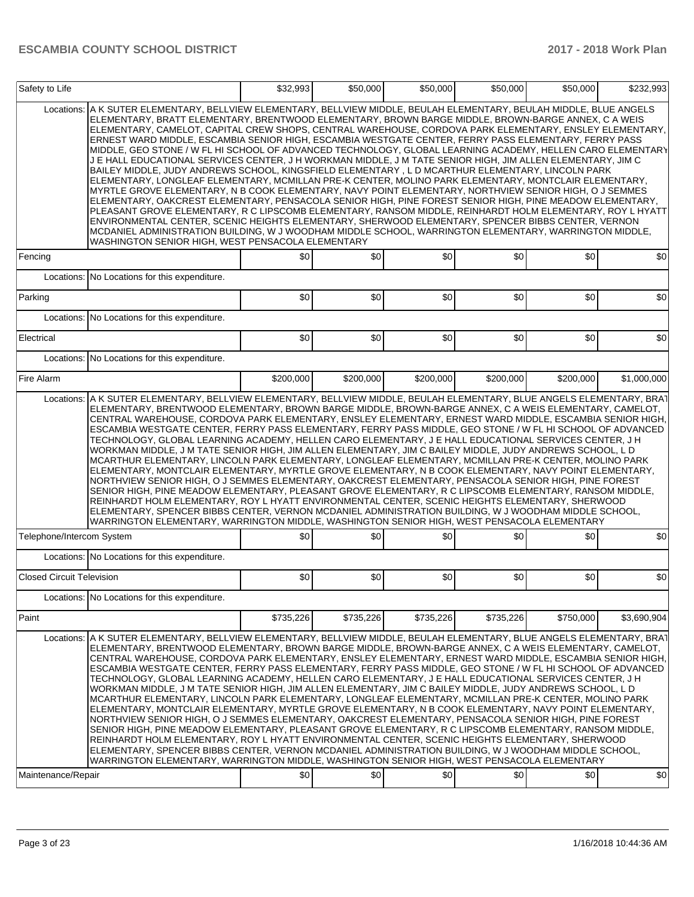| Item | | | | | | | Total |
|---|---|---|---|---|---|---|---|
| Safety to Life | | $32,993 | $50,000 | $50,000 | $50,000 | $50,000 | $232,993 |
| | Locations: | A K SUTER ELEMENTARY, BELLVIEW ELEMENTARY, BELLVIEW MIDDLE, BEULAH ELEMENTARY, BEULAH MIDDLE, BLUE ANGELS ELEMENTARY, BRATT ELEMENTARY, BRENTWOOD ELEMENTARY, BROWN BARGE MIDDLE, BROWN-BARGE ANNEX, C A WEIS ELEMENTARY, CAMELOT, CAPITAL CREW SHOPS, CENTRAL WAREHOUSE, CORDOVA PARK ELEMENTARY, ENSLEY ELEMENTARY, ERNEST WARD MIDDLE, ESCAMBIA SENIOR HIGH, ESCAMBIA WESTGATE CENTER, FERRY PASS ELEMENTARY, FERRY PASS MIDDLE, GEO STONE / W FL HI SCHOOL OF ADVANCED TECHNOLOGY, GLOBAL LEARNING ACADEMY, HELLEN CARO ELEMENTARY J E HALL EDUCATIONAL SERVICES CENTER, J H WORKMAN MIDDLE, J M TATE SENIOR HIGH, JIM ALLEN ELEMENTARY, JIM C BAILEY MIDDLE, JUDY ANDREWS SCHOOL, KINGSFIELD ELEMENTARY , L D MCARTHUR ELEMENTARY, LINCOLN PARK ELEMENTARY, LONGLEAF ELEMENTARY, MCMILLAN PRE-K CENTER, MOLINO PARK ELEMENTARY, MONTCLAIR ELEMENTARY, MYRTLE GROVE ELEMENTARY, N B COOK ELEMENTARY, NAVY POINT ELEMENTARY, NORTHVIEW SENIOR HIGH, O J SEMMES ELEMENTARY, OAKCREST ELEMENTARY, PENSACOLA SENIOR HIGH, PINE FOREST SENIOR HIGH, PINE MEADOW ELEMENTARY, PLEASANT GROVE ELEMENTARY, R C LIPSCOMB ELEMENTARY, RANSOM MIDDLE, REINHARDT HOLM ELEMENTARY, ROY L HYATT ENVIRONMENTAL CENTER, SCENIC HEIGHTS ELEMENTARY, SHERWOOD ELEMENTARY, SPENCER BIBBS CENTER, VERNON MCDANIEL ADMINISTRATION BUILDING, W J WOODHAM MIDDLE SCHOOL, WARRINGTON ELEMENTARY, WARRINGTON MIDDLE, WASHINGTON SENIOR HIGH, WEST PENSACOLA ELEMENTARY | | | | | |
| Fencing | | $0 | $0 | $0 | $0 | $0 | $0 |
| | Locations: | No Locations for this expenditure. | | | | | |
| Parking | | $0 | $0 | $0 | $0 | $0 | $0 |
| | Locations: | No Locations for this expenditure. | | | | | |
| Electrical | | $0 | $0 | $0 | $0 | $0 | $0 |
| | Locations: | No Locations for this expenditure. | | | | | |
| Fire Alarm | | $200,000 | $200,000 | $200,000 | $200,000 | $200,000 | $1,000,000 |
| | Locations: | A K SUTER ELEMENTARY, BELLVIEW ELEMENTARY, BELLVIEW MIDDLE, BEULAH ELEMENTARY, BLUE ANGELS ELEMENTARY, BRATT ELEMENTARY, BRENTWOOD ELEMENTARY, BROWN BARGE MIDDLE, BROWN-BARGE ANNEX, C A WEIS ELEMENTARY, CAMELOT, CENTRAL WAREHOUSE, CORDOVA PARK ELEMENTARY, ENSLEY ELEMENTARY, ERNEST WARD MIDDLE, ESCAMBIA SENIOR HIGH, ESCAMBIA WESTGATE CENTER, FERRY PASS ELEMENTARY, FERRY PASS MIDDLE, GEO STONE / W FL HI SCHOOL OF ADVANCED TECHNOLOGY, GLOBAL LEARNING ACADEMY, HELLEN CARO ELEMENTARY, J E HALL EDUCATIONAL SERVICES CENTER, J H WORKMAN MIDDLE, J M TATE SENIOR HIGH, JIM ALLEN ELEMENTARY, JIM C BAILEY MIDDLE, JUDY ANDREWS SCHOOL, L D MCARTHUR ELEMENTARY, LINCOLN PARK ELEMENTARY, LONGLEAF ELEMENTARY, MCMILLAN PRE-K CENTER, MOLINO PARK ELEMENTARY, MONTCLAIR ELEMENTARY, MYRTLE GROVE ELEMENTARY, N B COOK ELEMENTARY, NAVY POINT ELEMENTARY, NORTHVIEW SENIOR HIGH, O J SEMMES ELEMENTARY, OAKCREST ELEMENTARY, PENSACOLA SENIOR HIGH, PINE FOREST SENIOR HIGH, PINE MEADOW ELEMENTARY, PLEASANT GROVE ELEMENTARY, R C LIPSCOMB ELEMENTARY, RANSOM MIDDLE, REINHARDT HOLM ELEMENTARY, ROY L HYATT ENVIRONMENTAL CENTER, SCENIC HEIGHTS ELEMENTARY, SHERWOOD ELEMENTARY, SPENCER BIBBS CENTER, VERNON MCDANIEL ADMINISTRATION BUILDING, W J WOODHAM MIDDLE SCHOOL, WARRINGTON ELEMENTARY, WARRINGTON MIDDLE, WASHINGTON SENIOR HIGH, WEST PENSACOLA ELEMENTARY | | | | | |
| Telephone/Intercom System | | $0 | $0 | $0 | $0 | $0 | $0 |
| | Locations: | No Locations for this expenditure. | | | | | |
| Closed Circuit Television | | $0 | $0 | $0 | $0 | $0 | $0 |
| | Locations: | No Locations for this expenditure. | | | | | |
| Paint | | $735,226 | $735,226 | $735,226 | $735,226 | $750,000 | $3,690,904 |
| | Locations: | A K SUTER ELEMENTARY, BELLVIEW ELEMENTARY, BELLVIEW MIDDLE, BEULAH ELEMENTARY, BLUE ANGELS ELEMENTARY, BRATT ELEMENTARY, BRENTWOOD ELEMENTARY, BROWN BARGE MIDDLE, BROWN-BARGE ANNEX, C A WEIS ELEMENTARY, CAMELOT, CENTRAL WAREHOUSE, CORDOVA PARK ELEMENTARY, ENSLEY ELEMENTARY, ERNEST WARD MIDDLE, ESCAMBIA SENIOR HIGH, ESCAMBIA WESTGATE CENTER, FERRY PASS ELEMENTARY, FERRY PASS MIDDLE, GEO STONE / W FL HI SCHOOL OF ADVANCED TECHNOLOGY, GLOBAL LEARNING ACADEMY, HELLEN CARO ELEMENTARY, J E HALL EDUCATIONAL SERVICES CENTER, J H WORKMAN MIDDLE, J M TATE SENIOR HIGH, JIM ALLEN ELEMENTARY, JIM C BAILEY MIDDLE, JUDY ANDREWS SCHOOL, L D MCARTHUR ELEMENTARY, LINCOLN PARK ELEMENTARY, LONGLEAF ELEMENTARY, MCMILLAN PRE-K CENTER, MOLINO PARK ELEMENTARY, MONTCLAIR ELEMENTARY, MYRTLE GROVE ELEMENTARY, N B COOK ELEMENTARY, NAVY POINT ELEMENTARY, NORTHVIEW SENIOR HIGH, O J SEMMES ELEMENTARY, OAKCREST ELEMENTARY, PENSACOLA SENIOR HIGH, PINE FOREST SENIOR HIGH, PINE MEADOW ELEMENTARY, PLEASANT GROVE ELEMENTARY, R C LIPSCOMB ELEMENTARY, RANSOM MIDDLE, REINHARDT HOLM ELEMENTARY, ROY L HYATT ENVIRONMENTAL CENTER, SCENIC HEIGHTS ELEMENTARY, SHERWOOD ELEMENTARY, SPENCER BIBBS CENTER, VERNON MCDANIEL ADMINISTRATION BUILDING, W J WOODHAM MIDDLE SCHOOL, WARRINGTON ELEMENTARY, WARRINGTON MIDDLE, WASHINGTON SENIOR HIGH, WEST PENSACOLA ELEMENTARY | | | | | |
| Maintenance/Repair | | $0 | $0 | $0 | $0 | $0 | $0 |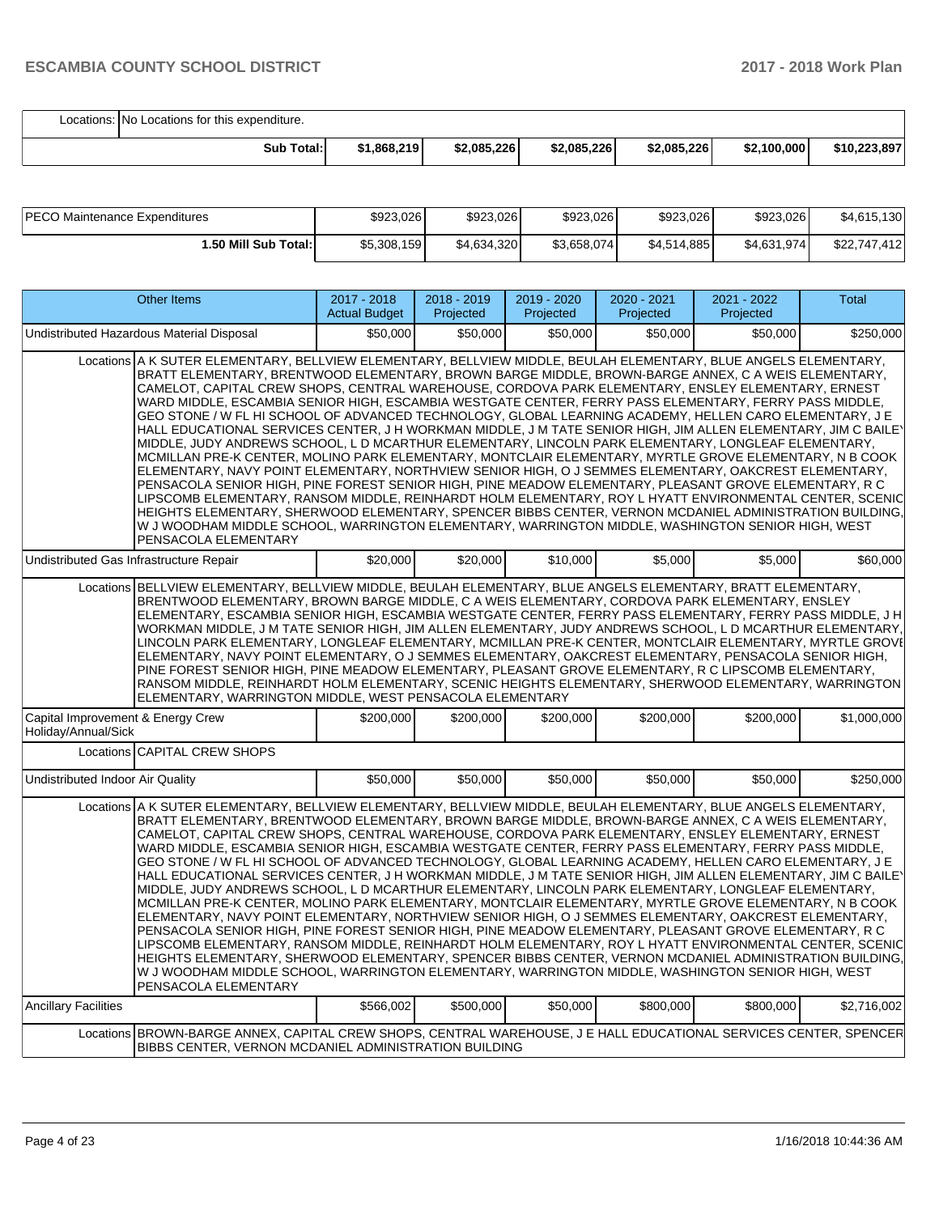| Locations: | No Locations for this expenditure. | | | | | |
|---|---|---|---|---|---|---|
| **Sub Total:** | **$1,868,219** | **$2,085,226** | **$2,085,226** | **$2,085,226** | **$2,100,000** | **$10,223,897** |

| PECO Maintenance Expenditures | $923,026 | $923,026 | $923,026 | $923,026 | $923,026 | $4,615,130 |
|---|---|---|---|---|---|---|
| **1.50 Mill Sub Total:** | $5,308,159 | $4,634,320 | $3,658,074 | $4,514,885 | $4,631,974 | $22,747,412 |

| Other Items | 2017 - 2018 Actual Budget | 2018 - 2019 Projected | 2019 - 2020 Projected | 2020 - 2021 Projected | 2021 - 2022 Projected | Total |
|---|---|---|---|---|---|---|
| Undistributed Hazardous Material Disposal | $50,000 | $50,000 | $50,000 | $50,000 | $50,000 | $250,000 |
| Locations: A K SUTER ELEMENTARY, BELLVIEW ELEMENTARY, BELLVIEW MIDDLE, BEULAH ELEMENTARY, BLUE ANGELS ELEMENTARY, BRATT ELEMENTARY, BRENTWOOD ELEMENTARY, BROWN BARGE MIDDLE, BROWN-BARGE ANNEX, C A WEIS ELEMENTARY, CAMELOT, CAPITAL CREW SHOPS, CENTRAL WAREHOUSE, CORDOVA PARK ELEMENTARY, ENSLEY ELEMENTARY, ERNEST WARD MIDDLE, ESCAMBIA SENIOR HIGH, ESCAMBIA WESTGATE CENTER, FERRY PASS ELEMENTARY, FERRY PASS MIDDLE, GEO STONE / W FL HI SCHOOL OF ADVANCED TECHNOLOGY, GLOBAL LEARNING ACADEMY, HELLEN CARO ELEMENTARY, J E HALL EDUCATIONAL SERVICES CENTER, J H WORKMAN MIDDLE, J M TATE SENIOR HIGH, JIM ALLEN ELEMENTARY, JIM C BAILEY MIDDLE, JUDY ANDREWS SCHOOL, L D MCARTHUR ELEMENTARY, LINCOLN PARK ELEMENTARY, LONGLEAF ELEMENTARY, MCMILLAN PRE-K CENTER, MOLINO PARK ELEMENTARY, MONTCLAIR ELEMENTARY, MYRTLE GROVE ELEMENTARY, N B COOK ELEMENTARY, NAVY POINT ELEMENTARY, NORTHVIEW SENIOR HIGH, O J SEMMES ELEMENTARY, OAKCREST ELEMENTARY, PENSACOLA SENIOR HIGH, PINE FOREST SENIOR HIGH, PINE MEADOW ELEMENTARY, PLEASANT GROVE ELEMENTARY, R C LIPSCOMB ELEMENTARY, RANSOM MIDDLE, REINHARDT HOLM ELEMENTARY, ROY L HYATT ENVIRONMENTAL CENTER, SCENIC HEIGHTS ELEMENTARY, SHERWOOD ELEMENTARY, SPENCER BIBBS CENTER, VERNON MCDANIEL ADMINISTRATION BUILDING, W J WOODHAM MIDDLE SCHOOL, WARRINGTON ELEMENTARY, WARRINGTON MIDDLE, WASHINGTON SENIOR HIGH, WEST PENSACOLA ELEMENTARY | | | | | | |
| Undistributed Gas Infrastructure Repair | $20,000 | $20,000 | $10,000 | $5,000 | $5,000 | $60,000 |
| Locations: BELLVIEW ELEMENTARY, BELLVIEW MIDDLE, BEULAH ELEMENTARY, BLUE ANGELS ELEMENTARY, BRATT ELEMENTARY, BRENTWOOD ELEMENTARY, BROWN BARGE MIDDLE, C A WEIS ELEMENTARY, CORDOVA PARK ELEMENTARY, ENSLEY ELEMENTARY, ESCAMBIA SENIOR HIGH, ESCAMBIA WESTGATE CENTER, FERRY PASS ELEMENTARY, FERRY PASS MIDDLE, J H WORKMAN MIDDLE, J M TATE SENIOR HIGH, JIM ALLEN ELEMENTARY, JUDY ANDREWS SCHOOL, L D MCARTHUR ELEMENTARY, LINCOLN PARK ELEMENTARY, LONGLEAF ELEMENTARY, MCMILLAN PRE-K CENTER, MONTCLAIR ELEMENTARY, MYRTLE GROVE ELEMENTARY, NAVY POINT ELEMENTARY, O J SEMMES ELEMENTARY, OAKCREST ELEMENTARY, PENSACOLA SENIOR HIGH, PINE FOREST SENIOR HIGH, PINE MEADOW ELEMENTARY, PLEASANT GROVE ELEMENTARY, R C LIPSCOMB ELEMENTARY, RANSOM MIDDLE, REINHARDT HOLM ELEMENTARY, SCENIC HEIGHTS ELEMENTARY, SHERWOOD ELEMENTARY, WARRINGTON ELEMENTARY, WARRINGTON MIDDLE, WEST PENSACOLA ELEMENTARY | | | | | | |
| Capital Improvement & Energy Crew Holiday/Annual/Sick | $200,000 | $200,000 | $200,000 | $200,000 | $200,000 | $1,000,000 |
| Locations: CAPITAL CREW SHOPS | | | | | | |
| Undistributed Indoor Air Quality | $50,000 | $50,000 | $50,000 | $50,000 | $50,000 | $250,000 |
| Locations: A K SUTER ELEMENTARY, BELLVIEW ELEMENTARY, BELLVIEW MIDDLE, BEULAH ELEMENTARY, BLUE ANGELS ELEMENTARY, BRATT ELEMENTARY, BRENTWOOD ELEMENTARY, BROWN BARGE MIDDLE, BROWN-BARGE ANNEX, C A WEIS ELEMENTARY, CAMELOT, CAPITAL CREW SHOPS, CENTRAL WAREHOUSE, CORDOVA PARK ELEMENTARY, ENSLEY ELEMENTARY, ERNEST WARD MIDDLE, ESCAMBIA SENIOR HIGH, ESCAMBIA WESTGATE CENTER, FERRY PASS ELEMENTARY, FERRY PASS MIDDLE, GEO STONE / W FL HI SCHOOL OF ADVANCED TECHNOLOGY, GLOBAL LEARNING ACADEMY, HELLEN CARO ELEMENTARY, J E HALL EDUCATIONAL SERVICES CENTER, J H WORKMAN MIDDLE, J M TATE SENIOR HIGH, JIM ALLEN ELEMENTARY, JIM C BAILEY MIDDLE, JUDY ANDREWS SCHOOL, L D MCARTHUR ELEMENTARY, LINCOLN PARK ELEMENTARY, LONGLEAF ELEMENTARY, MCMILLAN PRE-K CENTER, MOLINO PARK ELEMENTARY, MONTCLAIR ELEMENTARY, MYRTLE GROVE ELEMENTARY, N B COOK ELEMENTARY, NAVY POINT ELEMENTARY, NORTHVIEW SENIOR HIGH, O J SEMMES ELEMENTARY, OAKCREST ELEMENTARY, PENSACOLA SENIOR HIGH, PINE FOREST SENIOR HIGH, PINE MEADOW ELEMENTARY, PLEASANT GROVE ELEMENTARY, R C LIPSCOMB ELEMENTARY, RANSOM MIDDLE, REINHARDT HOLM ELEMENTARY, ROY L HYATT ENVIRONMENTAL CENTER, SCENIC HEIGHTS ELEMENTARY, SHERWOOD ELEMENTARY, SPENCER BIBBS CENTER, VERNON MCDANIEL ADMINISTRATION BUILDING, W J WOODHAM MIDDLE SCHOOL, WARRINGTON ELEMENTARY, WARRINGTON MIDDLE, WASHINGTON SENIOR HIGH, WEST PENSACOLA ELEMENTARY | | | | | | |
| Ancillary Facilities | $566,002 | $500,000 | $50,000 | $800,000 | $800,000 | $2,716,002 |
| Locations: BROWN-BARGE ANNEX, CAPITAL CREW SHOPS, CENTRAL WAREHOUSE, J E HALL EDUCATIONAL SERVICES CENTER, SPENCER BIBBS CENTER, VERNON MCDANIEL ADMINISTRATION BUILDING | | | | | | |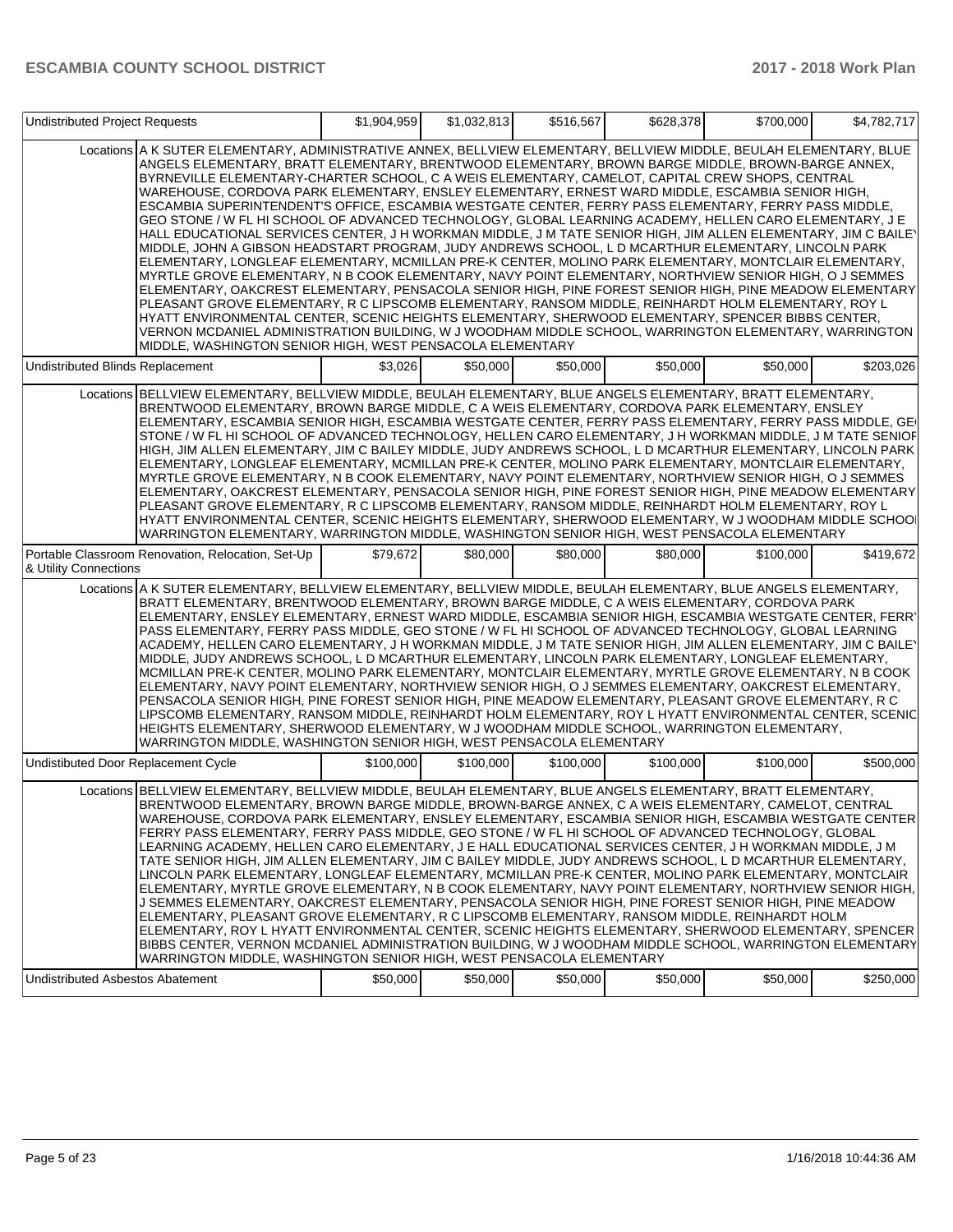| Undistributed Project Requests | | $1,904,959 | $1,032,813 | $516,567 | $628,378 | $700,000 | $4,782,717 |
|---|---|---|---|---|---|---|---|
| | Locations | A K SUTER ELEMENTARY, ADMINISTRATIVE ANNEX, BELLVIEW ELEMENTARY, BELLVIEW MIDDLE, BEULAH ELEMENTARY, BLUE ANGELS ELEMENTARY, BRATT ELEMENTARY, BRENTWOOD ELEMENTARY, BROWN BARGE MIDDLE, BROWN-BARGE ANNEX, BYRNEVILLE ELEMENTARY-CHARTER SCHOOL, C A WEIS ELEMENTARY, CAMELOT, CAPITAL CREW SHOPS, CENTRAL WAREHOUSE, CORDOVA PARK ELEMENTARY, ENSLEY ELEMENTARY, ERNEST WARD MIDDLE, ESCAMBIA SENIOR HIGH, ESCAMBIA SUPERINTENDENT'S OFFICE, ESCAMBIA WESTGATE CENTER, FERRY PASS ELEMENTARY, FERRY PASS MIDDLE, GEO STONE / W FL HI SCHOOL OF ADVANCED TECHNOLOGY, GLOBAL LEARNING ACADEMY, HELLEN CARO ELEMENTARY, J E HALL EDUCATIONAL SERVICES CENTER, J H WORKMAN MIDDLE, J M TATE SENIOR HIGH, JIM ALLEN ELEMENTARY, JIM C BAILEY MIDDLE, JOHN A GIBSON HEADSTART PROGRAM, JUDY ANDREWS SCHOOL, L D MCARTHUR ELEMENTARY, LINCOLN PARK ELEMENTARY, LONGLEAF ELEMENTARY, MCMILLAN PRE-K CENTER, MOLINO PARK ELEMENTARY, MONTCLAIR ELEMENTARY, MYRTLE GROVE ELEMENTARY, N B COOK ELEMENTARY, NAVY POINT ELEMENTARY, NORTHVIEW SENIOR HIGH, O J SEMMES ELEMENTARY, OAKCREST ELEMENTARY, PENSACOLA SENIOR HIGH, PINE FOREST SENIOR HIGH, PINE MEADOW ELEMENTARY, PLEASANT GROVE ELEMENTARY, R C LIPSCOMB ELEMENTARY, RANSOM MIDDLE, REINHARDT HOLM ELEMENTARY, ROY L HYATT ENVIRONMENTAL CENTER, SCENIC HEIGHTS ELEMENTARY, SHERWOOD ELEMENTARY, SPENCER BIBBS CENTER, VERNON MCDANIEL ADMINISTRATION BUILDING, W J WOODHAM MIDDLE SCHOOL, WARRINGTON ELEMENTARY, WARRINGTON MIDDLE, WASHINGTON SENIOR HIGH, WEST PENSACOLA ELEMENTARY | | | | | | |
| Undistributed Blinds Replacement | | $3,026 | $50,000 | $50,000 | $50,000 | $50,000 | $203,026 |
| | Locations | BELLVIEW ELEMENTARY, BELLVIEW MIDDLE, BEULAH ELEMENTARY, BLUE ANGELS ELEMENTARY, BRATT ELEMENTARY, BRENTWOOD ELEMENTARY, BROWN BARGE MIDDLE, C A WEIS ELEMENTARY, CORDOVA PARK ELEMENTARY, ENSLEY ELEMENTARY, ESCAMBIA SENIOR HIGH, ESCAMBIA WESTGATE CENTER, FERRY PASS ELEMENTARY, FERRY PASS MIDDLE, GEO STONE / W FL HI SCHOOL OF ADVANCED TECHNOLOGY, HELLEN CARO ELEMENTARY, J H WORKMAN MIDDLE, J M TATE SENIOR HIGH, JIM ALLEN ELEMENTARY, JIM C BAILEY MIDDLE, JUDY ANDREWS SCHOOL, L D MCARTHUR ELEMENTARY, LINCOLN PARK ELEMENTARY, LONGLEAF ELEMENTARY, MCMILLAN PRE-K CENTER, MOLINO PARK ELEMENTARY, MONTCLAIR ELEMENTARY, MYRTLE GROVE ELEMENTARY, N B COOK ELEMENTARY, NAVY POINT ELEMENTARY, NORTHVIEW SENIOR HIGH, O J SEMMES ELEMENTARY, OAKCREST ELEMENTARY, PENSACOLA SENIOR HIGH, PINE FOREST SENIOR HIGH, PINE MEADOW ELEMENTARY, PLEASANT GROVE ELEMENTARY, R C LIPSCOMB ELEMENTARY, RANSOM MIDDLE, REINHARDT HOLM ELEMENTARY, ROY L HYATT ENVIRONMENTAL CENTER, SCENIC HEIGHTS ELEMENTARY, SHERWOOD ELEMENTARY, W J WOODHAM MIDDLE SCHOOL, WARRINGTON ELEMENTARY, WARRINGTON MIDDLE, WASHINGTON SENIOR HIGH, WEST PENSACOLA ELEMENTARY | | | | | | |
| Portable Classroom Renovation, Relocation, Set-Up & Utility Connections | | $79,672 | $80,000 | $80,000 | $80,000 | $100,000 | $419,672 |
| | Locations | A K SUTER ELEMENTARY, BELLVIEW ELEMENTARY, BELLVIEW MIDDLE, BEULAH ELEMENTARY, BLUE ANGELS ELEMENTARY, BRATT ELEMENTARY, BRENTWOOD ELEMENTARY, BROWN BARGE MIDDLE, C A WEIS ELEMENTARY, CORDOVA PARK ELEMENTARY, ENSLEY ELEMENTARY, ERNEST WARD MIDDLE, ESCAMBIA SENIOR HIGH, ESCAMBIA WESTGATE CENTER, FERRY PASS ELEMENTARY, FERRY PASS MIDDLE, GEO STONE / W FL HI SCHOOL OF ADVANCED TECHNOLOGY, GLOBAL LEARNING ACADEMY, HELLEN CARO ELEMENTARY, J H WORKMAN MIDDLE, J M TATE SENIOR HIGH, JIM ALLEN ELEMENTARY, JIM C BAILEY MIDDLE, JUDY ANDREWS SCHOOL, L D MCARTHUR ELEMENTARY, LINCOLN PARK ELEMENTARY, LONGLEAF ELEMENTARY, MCMILLAN PRE-K CENTER, MOLINO PARK ELEMENTARY, MONTCLAIR ELEMENTARY, MYRTLE GROVE ELEMENTARY, N B COOK ELEMENTARY, NAVY POINT ELEMENTARY, NORTHVIEW SENIOR HIGH, O J SEMMES ELEMENTARY, OAKCREST ELEMENTARY, PENSACOLA SENIOR HIGH, PINE FOREST SENIOR HIGH, PINE MEADOW ELEMENTARY, PLEASANT GROVE ELEMENTARY, R C LIPSCOMB ELEMENTARY, RANSOM MIDDLE, REINHARDT HOLM ELEMENTARY, ROY L HYATT ENVIRONMENTAL CENTER, SCENIC HEIGHTS ELEMENTARY, SHERWOOD ELEMENTARY, W J WOODHAM MIDDLE SCHOOL, WARRINGTON ELEMENTARY, WARRINGTON MIDDLE, WASHINGTON SENIOR HIGH, WEST PENSACOLA ELEMENTARY | | | | | | |
| Undistibuted Door Replacement Cycle | | $100,000 | $100,000 | $100,000 | $100,000 | $100,000 | $500,000 |
| | Locations | BELLVIEW ELEMENTARY, BELLVIEW MIDDLE, BEULAH ELEMENTARY, BLUE ANGELS ELEMENTARY, BRATT ELEMENTARY, BRENTWOOD ELEMENTARY, BROWN BARGE MIDDLE, BROWN-BARGE ANNEX, C A WEIS ELEMENTARY, CAMELOT, CENTRAL WAREHOUSE, CORDOVA PARK ELEMENTARY, ENSLEY ELEMENTARY, ESCAMBIA SENIOR HIGH, ESCAMBIA WESTGATE CENTER, FERRY PASS ELEMENTARY, FERRY PASS MIDDLE, GEO STONE / W FL HI SCHOOL OF ADVANCED TECHNOLOGY, GLOBAL LEARNING ACADEMY, HELLEN CARO ELEMENTARY, J E HALL EDUCATIONAL SERVICES CENTER, J H WORKMAN MIDDLE, J M TATE SENIOR HIGH, JIM ALLEN ELEMENTARY, JIM C BAILEY MIDDLE, JUDY ANDREWS SCHOOL, L D MCARTHUR ELEMENTARY, LINCOLN PARK ELEMENTARY, LONGLEAF ELEMENTARY, MCMILLAN PRE-K CENTER, MOLINO PARK ELEMENTARY, MONTCLAIR ELEMENTARY, MYRTLE GROVE ELEMENTARY, N B COOK ELEMENTARY, NAVY POINT ELEMENTARY, NORTHVIEW SENIOR HIGH, O J SEMMES ELEMENTARY, OAKCREST ELEMENTARY, PENSACOLA SENIOR HIGH, PINE FOREST SENIOR HIGH, PINE MEADOW ELEMENTARY, PLEASANT GROVE ELEMENTARY, R C LIPSCOMB ELEMENTARY, RANSOM MIDDLE, REINHARDT HOLM ELEMENTARY, ROY L HYATT ENVIRONMENTAL CENTER, SCENIC HEIGHTS ELEMENTARY, SHERWOOD ELEMENTARY, SPENCER BIBBS CENTER, VERNON MCDANIEL ADMINISTRATION BUILDING, W J WOODHAM MIDDLE SCHOOL, WARRINGTON ELEMENTARY, WARRINGTON MIDDLE, WASHINGTON SENIOR HIGH, WEST PENSACOLA ELEMENTARY | | | | | | |
| Undistributed Asbestos Abatement | | $50,000 | $50,000 | $50,000 | $50,000 | $50,000 | $250,000 |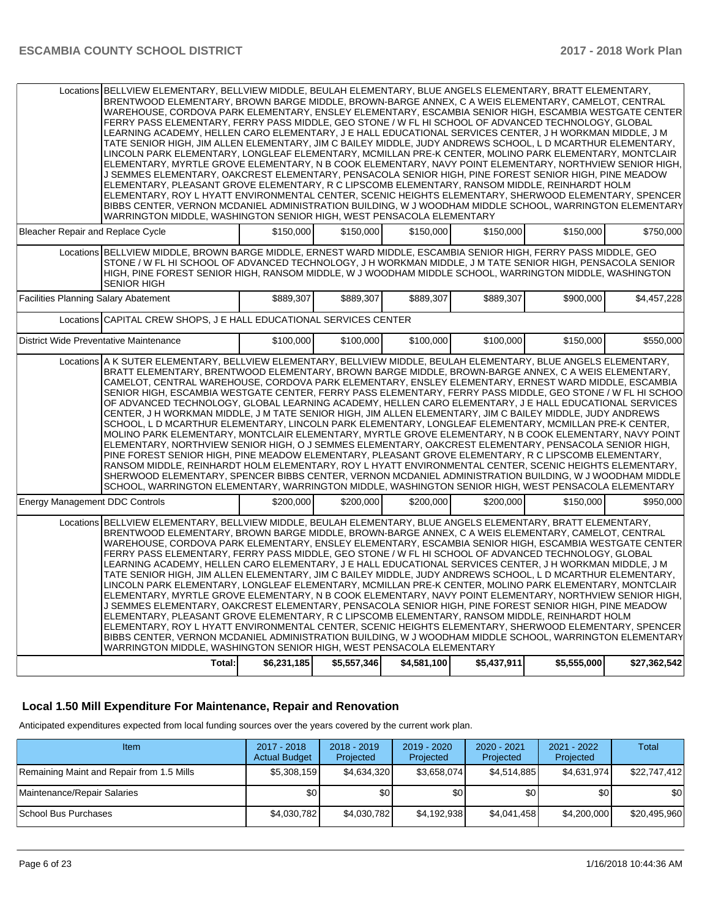| | | | | | | |
|---|---|---|---|---|---|---|
| Locations | BELLVIEW ELEMENTARY, BELLVIEW MIDDLE, BEULAH ELEMENTARY, BLUE ANGELS ELEMENTARY, BRATT ELEMENTARY, BRENTWOOD ELEMENTARY, BROWN BARGE MIDDLE, BROWN-BARGE ANNEX, C A WEIS ELEMENTARY, CAMELOT, CENTRAL WAREHOUSE, CORDOVA PARK ELEMENTARY, ENSLEY ELEMENTARY, ESCAMBIA SENIOR HIGH, ESCAMBIA WESTGATE CENTER, FERRY PASS ELEMENTARY, FERRY PASS MIDDLE, GEO STONE / W FL HI SCHOOL OF ADVANCED TECHNOLOGY, GLOBAL LEARNING ACADEMY, HELLEN CARO ELEMENTARY, J E HALL EDUCATIONAL SERVICES CENTER, J H WORKMAN MIDDLE, J M TATE SENIOR HIGH, JIM ALLEN ELEMENTARY, JIM C BAILEY MIDDLE, JUDY ANDREWS SCHOOL, L D MCARTHUR ELEMENTARY, LINCOLN PARK ELEMENTARY, LONGLEAF ELEMENTARY, MCMILLAN PRE-K CENTER, MOLINO PARK ELEMENTARY, MONTCLAIR ELEMENTARY, MYRTLE GROVE ELEMENTARY, N B COOK ELEMENTARY, NAVY POINT ELEMENTARY, NORTHVIEW SENIOR HIGH, O J SEMMES ELEMENTARY, OAKCREST ELEMENTARY, PENSACOLA SENIOR HIGH, PINE FOREST SENIOR HIGH, PINE MEADOW ELEMENTARY, PLEASANT GROVE ELEMENTARY, R C LIPSCOMB ELEMENTARY, RANSOM MIDDLE, REINHARDT HOLM ELEMENTARY, ROY L HYATT ENVIRONMENTAL CENTER, SCENIC HEIGHTS ELEMENTARY, SHERWOOD ELEMENTARY, SPENCER BIBBS CENTER, VERNON MCDANIEL ADMINISTRATION BUILDING, W J WOODHAM MIDDLE SCHOOL, WARRINGTON ELEMENTARY, WARRINGTON MIDDLE, WASHINGTON SENIOR HIGH, WEST PENSACOLA ELEMENTARY | | | | | |
| Bleacher Repair and Replace Cycle | | $150,000 | $150,000 | $150,000 | $150,000 | $150,000 | $750,000 |
| Locations | BELLVIEW MIDDLE, BROWN BARGE MIDDLE, ERNEST WARD MIDDLE, ESCAMBIA SENIOR HIGH, FERRY PASS MIDDLE, GEO STONE / W FL HI SCHOOL OF ADVANCED TECHNOLOGY, J H WORKMAN MIDDLE, J M TATE SENIOR HIGH, PENSACOLA SENIOR HIGH, PINE FOREST SENIOR HIGH, RANSOM MIDDLE, W J WOODHAM MIDDLE SCHOOL, WARRINGTON MIDDLE, WASHINGTON SENIOR HIGH | | | | | |
| Facilities Planning Salary Abatement | | $889,307 | $889,307 | $889,307 | $889,307 | $900,000 | $4,457,228 |
| Locations | CAPITAL CREW SHOPS, J E HALL EDUCATIONAL SERVICES CENTER | | | | | |
| District Wide Preventative Maintenance | | $100,000 | $100,000 | $100,000 | $100,000 | $150,000 | $550,000 |
| Locations | A K SUTER ELEMENTARY, BELLVIEW ELEMENTARY, BELLVIEW MIDDLE, BEULAH ELEMENTARY, BLUE ANGELS ELEMENTARY, BRATT ELEMENTARY, BRENTWOOD ELEMENTARY, BROWN BARGE MIDDLE, BROWN-BARGE ANNEX, C A WEIS ELEMENTARY, CAMELOT, CENTRAL WAREHOUSE, CORDOVA PARK ELEMENTARY, ENSLEY ELEMENTARY, ERNEST WARD MIDDLE, ESCAMBIA SENIOR HIGH, ESCAMBIA WESTGATE CENTER, FERRY PASS ELEMENTARY, FERRY PASS MIDDLE, GEO STONE / W FL HI SCHOOL OF ADVANCED TECHNOLOGY, GLOBAL LEARNING ACADEMY, HELLEN CARO ELEMENTARY, J E HALL EDUCATIONAL SERVICES CENTER, J H WORKMAN MIDDLE, J M TATE SENIOR HIGH, JIM ALLEN ELEMENTARY, JIM C BAILEY MIDDLE, JUDY ANDREWS SCHOOL, L D MCARTHUR ELEMENTARY, LINCOLN PARK ELEMENTARY, LONGLEAF ELEMENTARY, MCMILLAN PRE-K CENTER, MOLINO PARK ELEMENTARY, MONTCLAIR ELEMENTARY, MYRTLE GROVE ELEMENTARY, N B COOK ELEMENTARY, NAVY POINT ELEMENTARY, NORTHVIEW SENIOR HIGH, O J SEMMES ELEMENTARY, OAKCREST ELEMENTARY, PENSACOLA SENIOR HIGH, PINE FOREST SENIOR HIGH, PINE MEADOW ELEMENTARY, PLEASANT GROVE ELEMENTARY, R C LIPSCOMB ELEMENTARY, RANSOM MIDDLE, REINHARDT HOLM ELEMENTARY, ROY L HYATT ENVIRONMENTAL CENTER, SCENIC HEIGHTS ELEMENTARY, SHERWOOD ELEMENTARY, SPENCER BIBBS CENTER, VERNON MCDANIEL ADMINISTRATION BUILDING, W J WOODHAM MIDDLE SCHOOL, WARRINGTON ELEMENTARY, WARRINGTON MIDDLE, WASHINGTON SENIOR HIGH, WEST PENSACOLA ELEMENTARY | | | | | |
| Energy Management DDC Controls | | $200,000 | $200,000 | $200,000 | $200,000 | $150,000 | $950,000 |
| Locations | BELLVIEW ELEMENTARY, BELLVIEW MIDDLE, BEULAH ELEMENTARY, BLUE ANGELS ELEMENTARY, BRATT ELEMENTARY, BRENTWOOD ELEMENTARY, BROWN BARGE MIDDLE, BROWN-BARGE ANNEX, C A WEIS ELEMENTARY, CAMELOT, CENTRAL WAREHOUSE, CORDOVA PARK ELEMENTARY, ENSLEY ELEMENTARY, ESCAMBIA SENIOR HIGH, ESCAMBIA WESTGATE CENTER, FERRY PASS ELEMENTARY, FERRY PASS MIDDLE, GEO STONE / W FL HI SCHOOL OF ADVANCED TECHNOLOGY, GLOBAL LEARNING ACADEMY, HELLEN CARO ELEMENTARY, J E HALL EDUCATIONAL SERVICES CENTER, J H WORKMAN MIDDLE, J M TATE SENIOR HIGH, JIM ALLEN ELEMENTARY, JIM C BAILEY MIDDLE, JUDY ANDREWS SCHOOL, L D MCARTHUR ELEMENTARY, LINCOLN PARK ELEMENTARY, LONGLEAF ELEMENTARY, MCMILLAN PRE-K CENTER, MOLINO PARK ELEMENTARY, MONTCLAIR ELEMENTARY, MYRTLE GROVE ELEMENTARY, N B COOK ELEMENTARY, NAVY POINT ELEMENTARY, NORTHVIEW SENIOR HIGH, O J SEMMES ELEMENTARY, OAKCREST ELEMENTARY, PENSACOLA SENIOR HIGH, PINE FOREST SENIOR HIGH, PINE MEADOW ELEMENTARY, PLEASANT GROVE ELEMENTARY, R C LIPSCOMB ELEMENTARY, RANSOM MIDDLE, REINHARDT HOLM ELEMENTARY, ROY L HYATT ENVIRONMENTAL CENTER, SCENIC HEIGHTS ELEMENTARY, SHERWOOD ELEMENTARY, SPENCER BIBBS CENTER, VERNON MCDANIEL ADMINISTRATION BUILDING, W J WOODHAM MIDDLE SCHOOL, WARRINGTON ELEMENTARY, WARRINGTON MIDDLE, WASHINGTON SENIOR HIGH, WEST PENSACOLA ELEMENTARY | | | | | |
| | Total: | $6,231,185 | $5,557,346 | $4,581,100 | $5,437,911 | $5,555,000 | $27,362,542 |

## Local 1.50 Mill Expenditure For Maintenance, Repair and Renovation

Anticipated expenditures expected from local funding sources over the years covered by the current work plan.

| Item | 2017 - 2018 Actual Budget | 2018 - 2019 Projected | 2019 - 2020 Projected | 2020 - 2021 Projected | 2021 - 2022 Projected | Total |
|---|---|---|---|---|---|---|
| Remaining Maint and Repair from 1.5 Mills | $5,308,159 | $4,634,320 | $3,658,074 | $4,514,885 | $4,631,974 | $22,747,412 |
| Maintenance/Repair Salaries | $0 | $0 | $0 | $0 | $0 | $0 |
| School Bus Purchases | $4,030,782 | $4,030,782 | $4,192,938 | $4,041,458 | $4,200,000 | $20,495,960 |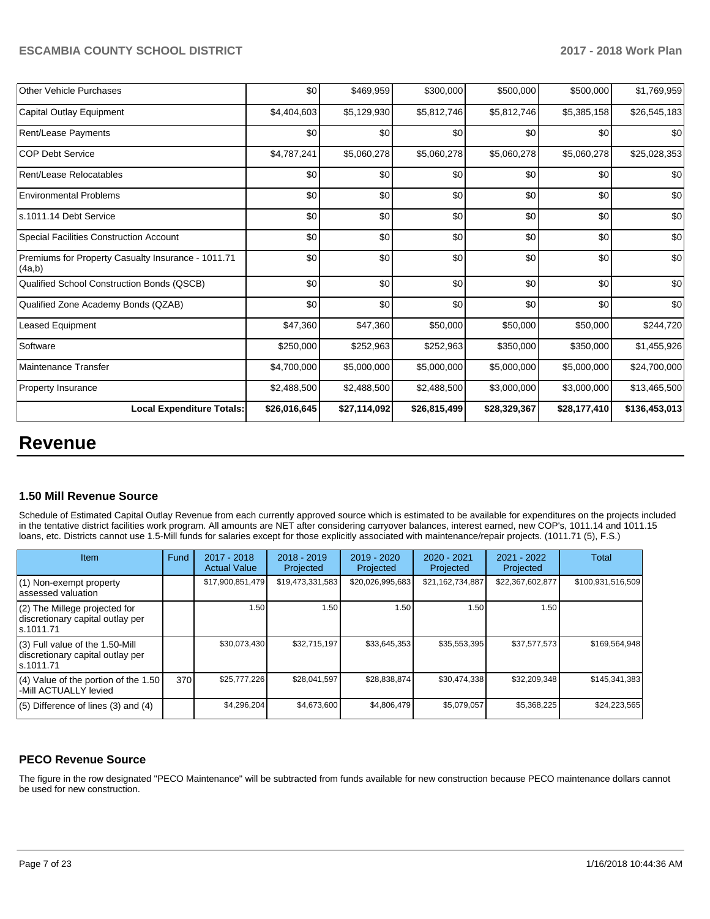| Other Vehicle Purchases | $0 | $469,959 | $300,000 | $500,000 | $500,000 | $1,769,959 |
|---|---|---|---|---|---|---|
| Capital Outlay Equipment | $4,404,603 | $5,129,930 | $5,812,746 | $5,812,746 | $5,385,158 | $26,545,183 |
| Rent/Lease Payments | $0 | $0 | $0 | $0 | $0 | $0 |
| COP Debt Service | $4,787,241 | $5,060,278 | $5,060,278 | $5,060,278 | $5,060,278 | $25,028,353 |
| Rent/Lease Relocatables | $0 | $0 | $0 | $0 | $0 | $0 |
| Environmental Problems | $0 | $0 | $0 | $0 | $0 | $0 |
| s.1011.14 Debt Service | $0 | $0 | $0 | $0 | $0 | $0 |
| Special Facilities Construction Account | $0 | $0 | $0 | $0 | $0 | $0 |
| Premiums for Property Casualty Insurance - 1011.71 (4a,b) | $0 | $0 | $0 | $0 | $0 | $0 |
| Qualified School Construction Bonds (QSCB) | $0 | $0 | $0 | $0 | $0 | $0 |
| Qualified Zone Academy Bonds (QZAB) | $0 | $0 | $0 | $0 | $0 | $0 |
| Leased Equipment | $47,360 | $47,360 | $50,000 | $50,000 | $50,000 | $244,720 |
| Software | $250,000 | $252,963 | $252,963 | $350,000 | $350,000 | $1,455,926 |
| Maintenance Transfer | $4,700,000 | $5,000,000 | $5,000,000 | $5,000,000 | $5,000,000 | $24,700,000 |
| Property Insurance | $2,488,500 | $2,488,500 | $2,488,500 | $3,000,000 | $3,000,000 | $13,465,500 |
| **Local Expenditure Totals:** | **$26,016,645** | **$27,114,092** | **$26,815,499** | **$28,329,367** | **$28,177,410** | **$136,453,013** |

# Revenue

### 1.50 Mill Revenue Source

Schedule of Estimated Capital Outlay Revenue from each currently approved source which is estimated to be available for expenditures on the projects included in the tentative district facilities work program. All amounts are NET after considering carryover balances, interest earned, new COP's, 1011.14 and 1011.15 loans, etc. Districts cannot use 1.5-Mill funds for salaries except for those explicitly associated with maintenance/repair projects. (1011.71 (5), F.S.)

| Item | Fund | 2017 - 2018 Actual Value | 2018 - 2019 Projected | 2019 - 2020 Projected | 2020 - 2021 Projected | 2021 - 2022 Projected | Total |
|---|---|---|---|---|---|---|---|
| (1) Non-exempt property assessed valuation | | $17,900,851,479 | $19,473,331,583 | $20,026,995,683 | $21,162,734,887 | $22,367,602,877 | $100,931,516,509 |
| (2) The Millege projected for discretionary capital outlay per s.1011.71 | | 1.50 | 1.50 | 1.50 | 1.50 | 1.50 | |
| (3) Full value of the 1.50-Mill discretionary capital outlay per s.1011.71 | | $30,073,430 | $32,715,197 | $33,645,353 | $35,553,395 | $37,577,573 | $169,564,948 |
| (4) Value of the portion of the 1.50 -Mill ACTUALLY levied | 370 | $25,777,226 | $28,041,597 | $28,838,874 | $30,474,338 | $32,209,348 | $145,341,383 |
| (5) Difference of lines (3) and (4) | | $4,296,204 | $4,673,600 | $4,806,479 | $5,079,057 | $5,368,225 | $24,223,565 |

### PECO Revenue Source

The figure in the row designated "PECO Maintenance" will be subtracted from funds available for new construction because PECO maintenance dollars cannot be used for new construction.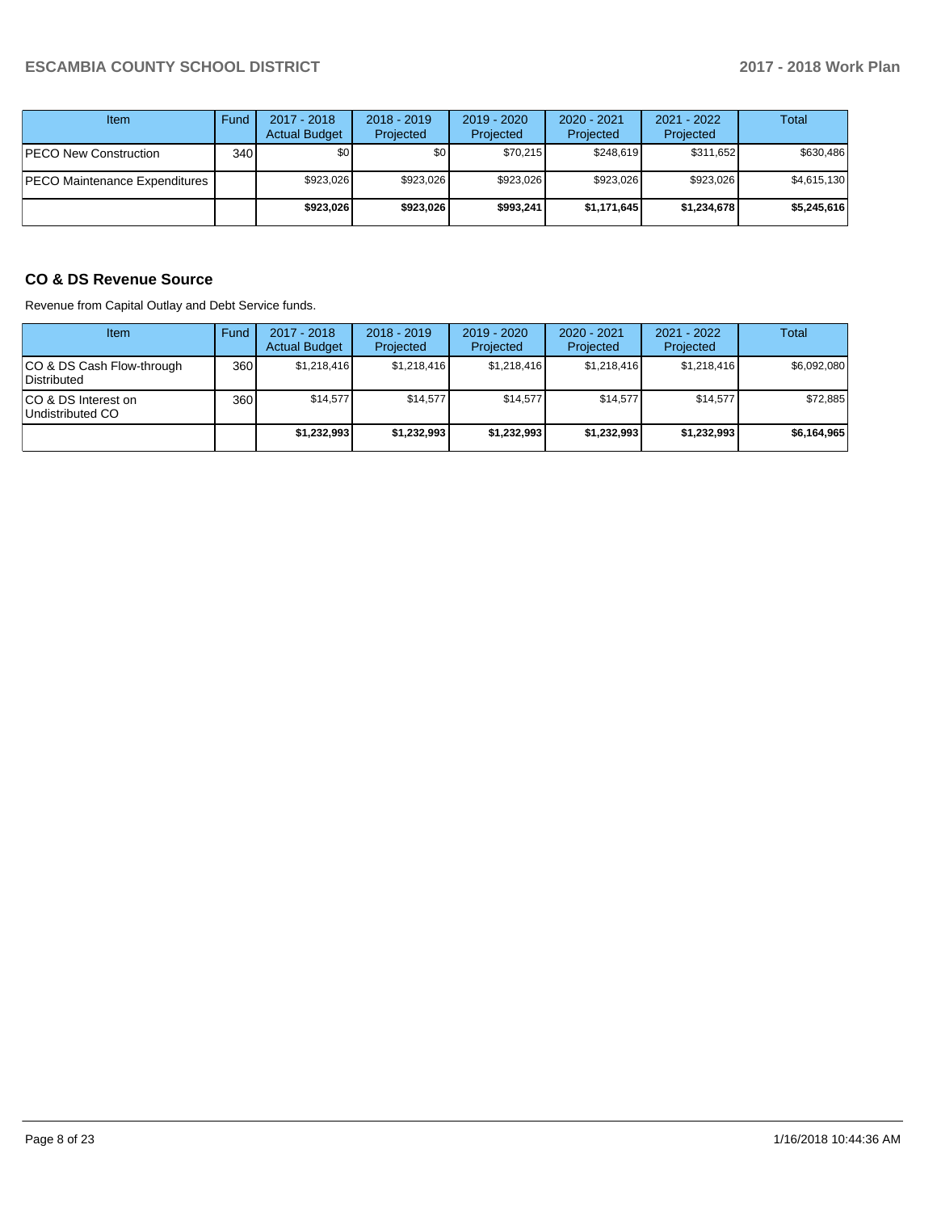| Item | Fund | 2017 - 2018 Actual Budget | 2018 - 2019 Projected | 2019 - 2020 Projected | 2020 - 2021 Projected | 2021 - 2022 Projected | Total |
|---|---|---|---|---|---|---|---|
| PECO New Construction | 340 | $0 | $0 | $70,215 | $248,619 | $311,652 | $630,486 |
| PECO Maintenance Expenditures | | $923,026 | $923,026 | $923,026 | $923,026 | $923,026 | $4,615,130 |
| | | **$923,026** | **$923,026** | **$993,241** | **$1,171,645** | **$1,234,678** | **$5,245,616** |

## CO & DS Revenue Source

Revenue from Capital Outlay and Debt Service funds.

| Item | Fund | 2017 - 2018 Actual Budget | 2018 - 2019 Projected | 2019 - 2020 Projected | 2020 - 2021 Projected | 2021 - 2022 Projected | Total |
|---|---|---|---|---|---|---|---|
| CO & DS Cash Flow-through Distributed | 360 | $1,218,416 | $1,218,416 | $1,218,416 | $1,218,416 | $1,218,416 | $6,092,080 |
| CO & DS Interest on Undistributed CO | 360 | $14,577 | $14,577 | $14,577 | $14,577 | $14,577 | $72,885 |
| | | **$1,232,993** | **$1,232,993** | **$1,232,993** | **$1,232,993** | **$1,232,993** | **$6,164,965** |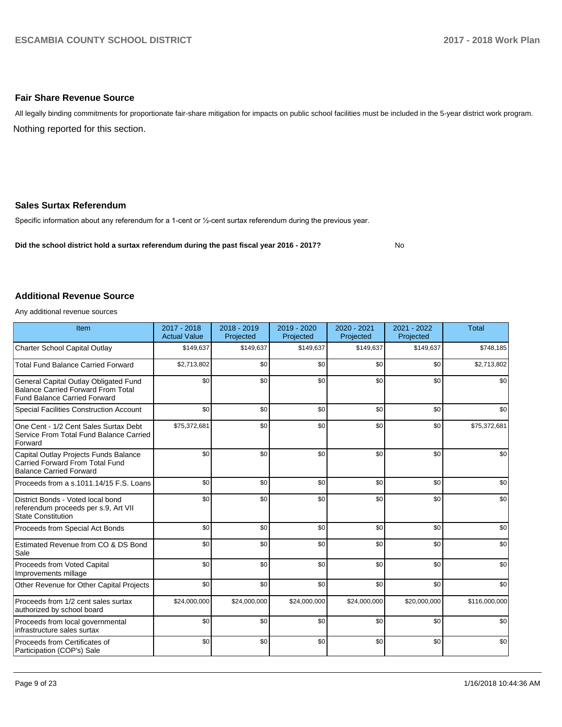## Fair Share Revenue Source

All legally binding commitments for proportionate fair-share mitigation for impacts on public school facilities must be included in the 5-year district work program.

Nothing reported for this section.

## Sales Surtax Referendum

Specific information about any referendum for a 1-cent or ½-cent surtax referendum during the previous year.

**Did the school district hold a surtax referendum during the past fiscal year 2016 - 2017?** No

## Additional Revenue Source

Any additional revenue sources

| Item | 2017 - 2018 Actual Value | 2018 - 2019 Projected | 2019 - 2020 Projected | 2020 - 2021 Projected | 2021 - 2022 Projected | Total |
|---|---|---|---|---|---|---|
| Charter School Capital Outlay | $149,637 | $149,637 | $149,637 | $149,637 | $149,637 | $748,185 |
| Total Fund Balance Carried Forward | $2,713,802 | $0 | $0 | $0 | $0 | $2,713,802 |
| General Capital Outlay Obligated Fund Balance Carried Forward From Total Fund Balance Carried Forward | $0 | $0 | $0 | $0 | $0 | $0 |
| Special Facilities Construction Account | $0 | $0 | $0 | $0 | $0 | $0 |
| One Cent - 1/2 Cent Sales Surtax Debt Service From Total Fund Balance Carried Forward | $75,372,681 | $0 | $0 | $0 | $0 | $75,372,681 |
| Capital Outlay Projects Funds Balance Carried Forward From Total Fund Balance Carried Forward | $0 | $0 | $0 | $0 | $0 | $0 |
| Proceeds from a s.1011.14/15 F.S. Loans | $0 | $0 | $0 | $0 | $0 | $0 |
| District Bonds - Voted local bond referendum proceeds per s.9, Art VII State Constitution | $0 | $0 | $0 | $0 | $0 | $0 |
| Proceeds from Special Act Bonds | $0 | $0 | $0 | $0 | $0 | $0 |
| Estimated Revenue from CO & DS Bond Sale | $0 | $0 | $0 | $0 | $0 | $0 |
| Proceeds from Voted Capital Improvements millage | $0 | $0 | $0 | $0 | $0 | $0 |
| Other Revenue for Other Capital Projects | $0 | $0 | $0 | $0 | $0 | $0 |
| Proceeds from 1/2 cent sales surtax authorized by school board | $24,000,000 | $24,000,000 | $24,000,000 | $24,000,000 | $20,000,000 | $116,000,000 |
| Proceeds from local governmental infrastructure sales surtax | $0 | $0 | $0 | $0 | $0 | $0 |
| Proceeds from Certificates of Participation (COP's) Sale | $0 | $0 | $0 | $0 | $0 | $0 |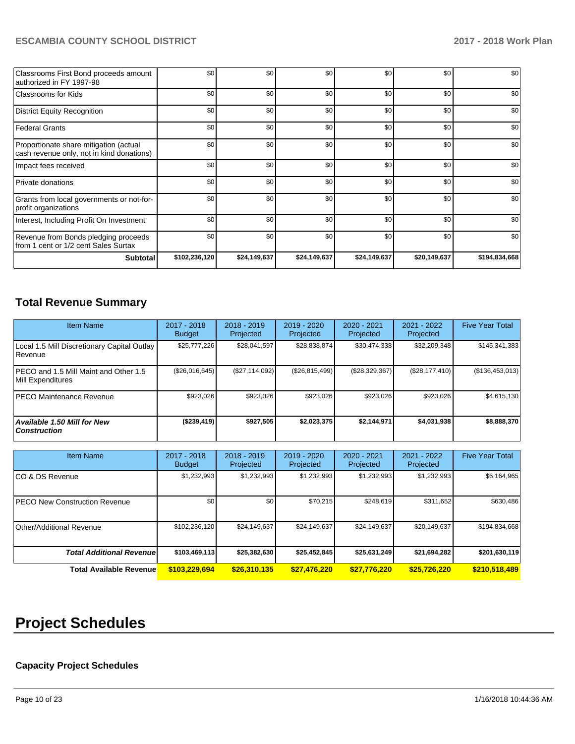| | | | | | | |
|---|---|---|---|---|---|---|
| Classrooms First Bond proceeds amount authorized in FY 1997-98 | $0 | $0 | $0 | $0 | $0 | $0 |
| Classrooms for Kids | $0 | $0 | $0 | $0 | $0 | $0 |
| District Equity Recognition | $0 | $0 | $0 | $0 | $0 | $0 |
| Federal Grants | $0 | $0 | $0 | $0 | $0 | $0 |
| Proportionate share mitigation (actual cash revenue only, not in kind donations) | $0 | $0 | $0 | $0 | $0 | $0 |
| Impact fees received | $0 | $0 | $0 | $0 | $0 | $0 |
| Private donations | $0 | $0 | $0 | $0 | $0 | $0 |
| Grants from local governments or not-for-profit organizations | $0 | $0 | $0 | $0 | $0 | $0 |
| Interest, Including Profit On Investment | $0 | $0 | $0 | $0 | $0 | $0 |
| Revenue from Bonds pledging proceeds from 1 cent or 1/2 cent Sales Surtax | $0 | $0 | $0 | $0 | $0 | $0 |
| **Subtotal** | **$102,236,120** | **$24,149,637** | **$24,149,637** | **$24,149,637** | **$20,149,637** | **$194,834,668** |

## Total Revenue Summary

| Item Name | 2017 - 2018 Budget | 2018 - 2019 Projected | 2019 - 2020 Projected | 2020 - 2021 Projected | 2021 - 2022 Projected | Five Year Total |
|---|---|---|---|---|---|---|
| Local 1.5 Mill Discretionary Capital Outlay Revenue | $25,777,226 | $28,041,597 | $28,838,874 | $30,474,338 | $32,209,348 | $145,341,383 |
| PECO and 1.5 Mill Maint and Other 1.5 Mill Expenditures | ($26,016,645) | ($27,114,092) | ($26,815,499) | ($28,329,367) | ($28,177,410) | ($136,453,013) |
| PECO Maintenance Revenue | $923,026 | $923,026 | $923,026 | $923,026 | $923,026 | $4,615,130 |
| ***Available 1.50 Mill for New Construction*** | **($239,419)** | **$927,505** | **$2,023,375** | **$2,144,971** | **$4,031,938** | **$8,888,370** |

| Item Name | 2017 - 2018 Budget | 2018 - 2019 Projected | 2019 - 2020 Projected | 2020 - 2021 Projected | 2021 - 2022 Projected | Five Year Total |
|---|---|---|---|---|---|---|
| CO & DS Revenue | $1,232,993 | $1,232,993 | $1,232,993 | $1,232,993 | $1,232,993 | $6,164,965 |
| PECO New Construction Revenue | $0 | $0 | $70,215 | $248,619 | $311,652 | $630,486 |
| Other/Additional Revenue | $102,236,120 | $24,149,637 | $24,149,637 | $24,149,637 | $20,149,637 | $194,834,668 |
| ***Total Additional Revenue*** | **$103,469,113** | **$25,382,630** | **$25,452,845** | **$25,631,249** | **$21,694,282** | **$201,630,119** |
| **Total Available Revenue** | **$103,229,694** | **$26,310,135** | **$27,476,220** | **$27,776,220** | **$25,726,220** | **$210,518,489** |

# Project Schedules

### Capacity Project Schedules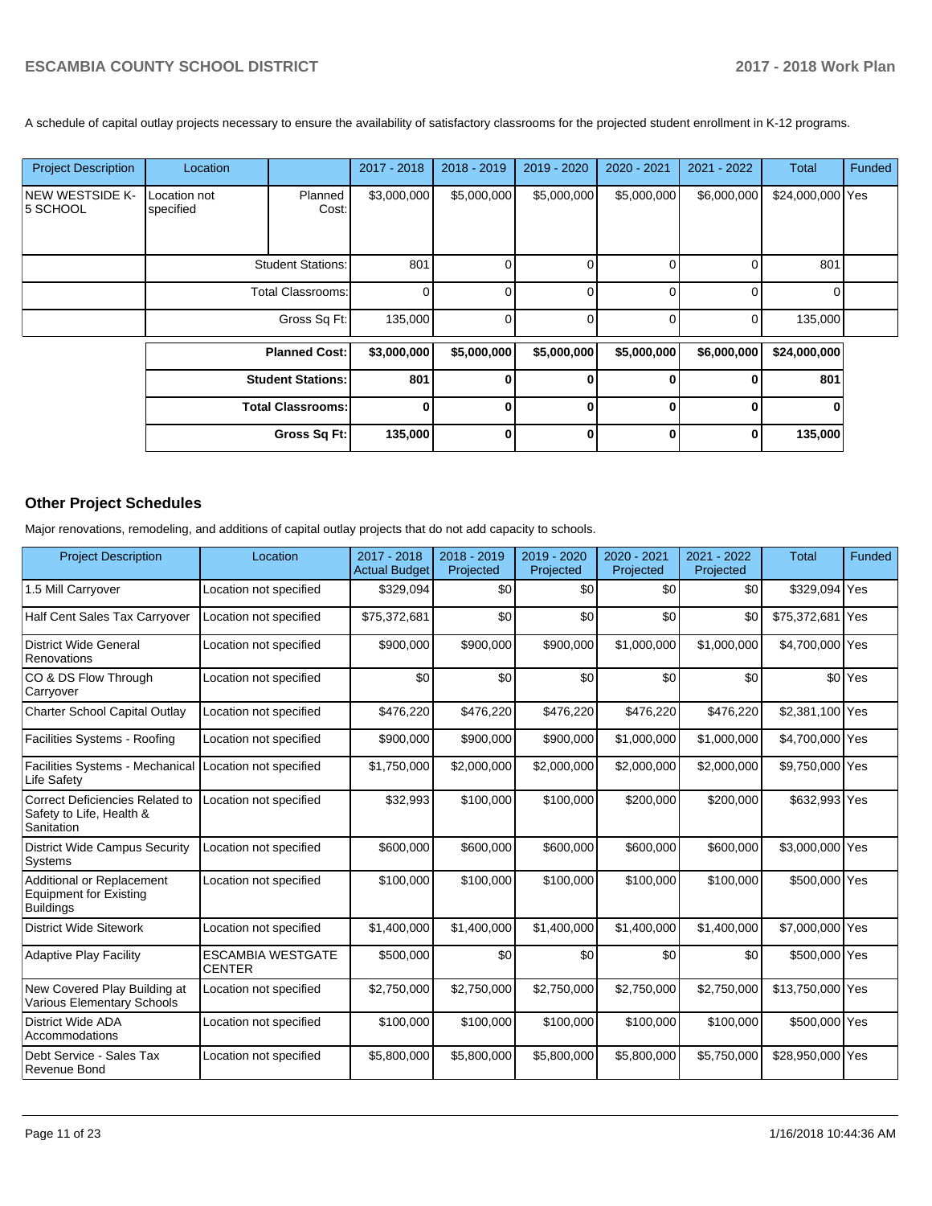A schedule of capital outlay projects necessary to ensure the availability of satisfactory classrooms for the projected student enrollment in K-12 programs.

| Project Description | Location | | 2017 - 2018 | 2018 - 2019 | 2019 - 2020 | 2020 - 2021 | 2021 - 2022 | Total | Funded |
|---|---|---|---|---|---|---|---|---|---|
| NEW WESTSIDE K-5 SCHOOL | Location not specified | Planned Cost: | $3,000,000 | $5,000,000 | $5,000,000 | $5,000,000 | $6,000,000 | $24,000,000 | Yes |
| | | Student Stations: | 801 | 0 | 0 | 0 | 0 | 801 | |
| | | Total Classrooms: | 0 | 0 | 0 | 0 | 0 | 0 | |
| | | Gross Sq Ft: | 135,000 | 0 | 0 | 0 | 0 | 135,000 | |
| | | **Planned Cost:** | **$3,000,000** | **$5,000,000** | **$5,000,000** | **$5,000,000** | **$6,000,000** | **$24,000,000** | |
| | | **Student Stations:** | **801** | **0** | **0** | **0** | **0** | **801** | |
| | | **Total Classrooms:** | **0** | **0** | **0** | **0** | **0** | **0** | |
| | | **Gross Sq Ft:** | **135,000** | **0** | **0** | **0** | **0** | **135,000** | |

## Other Project Schedules

Major renovations, remodeling, and additions of capital outlay projects that do not add capacity to schools.

| Project Description | Location | 2017 - 2018 Actual Budget | 2018 - 2019 Projected | 2019 - 2020 Projected | 2020 - 2021 Projected | 2021 - 2022 Projected | Total | Funded |
|---|---|---|---|---|---|---|---|---|
| 1.5 Mill Carryover | Location not specified | $329,094 | $0 | $0 | $0 | $0 | $329,094 | Yes |
| Half Cent Sales Tax Carryover | Location not specified | $75,372,681 | $0 | $0 | $0 | $0 | $75,372,681 | Yes |
| District Wide General Renovations | Location not specified | $900,000 | $900,000 | $900,000 | $1,000,000 | $1,000,000 | $4,700,000 | Yes |
| CO & DS Flow Through Carryover | Location not specified | $0 | $0 | $0 | $0 | $0 | $0 | Yes |
| Charter School Capital Outlay | Location not specified | $476,220 | $476,220 | $476,220 | $476,220 | $476,220 | $2,381,100 | Yes |
| Facilities Systems - Roofing | Location not specified | $900,000 | $900,000 | $900,000 | $1,000,000 | $1,000,000 | $4,700,000 | Yes |
| Facilities Systems - Mechanical Life Safety | Location not specified | $1,750,000 | $2,000,000 | $2,000,000 | $2,000,000 | $2,000,000 | $9,750,000 | Yes |
| Correct Deficiencies Related to Safety to Life, Health & Sanitation | Location not specified | $32,993 | $100,000 | $100,000 | $200,000 | $200,000 | $632,993 | Yes |
| District Wide Campus Security Systems | Location not specified | $600,000 | $600,000 | $600,000 | $600,000 | $600,000 | $3,000,000 | Yes |
| Additional or Replacement Equipment for Existing Buildings | Location not specified | $100,000 | $100,000 | $100,000 | $100,000 | $100,000 | $500,000 | Yes |
| District Wide Sitework | Location not specified | $1,400,000 | $1,400,000 | $1,400,000 | $1,400,000 | $1,400,000 | $7,000,000 | Yes |
| Adaptive Play Facility | ESCAMBIA WESTGATE CENTER | $500,000 | $0 | $0 | $0 | $0 | $500,000 | Yes |
| New Covered Play Building at Various Elementary Schools | Location not specified | $2,750,000 | $2,750,000 | $2,750,000 | $2,750,000 | $2,750,000 | $13,750,000 | Yes |
| District Wide ADA Accommodations | Location not specified | $100,000 | $100,000 | $100,000 | $100,000 | $100,000 | $500,000 | Yes |
| Debt Service - Sales Tax Revenue Bond | Location not specified | $5,800,000 | $5,800,000 | $5,800,000 | $5,800,000 | $5,750,000 | $28,950,000 | Yes |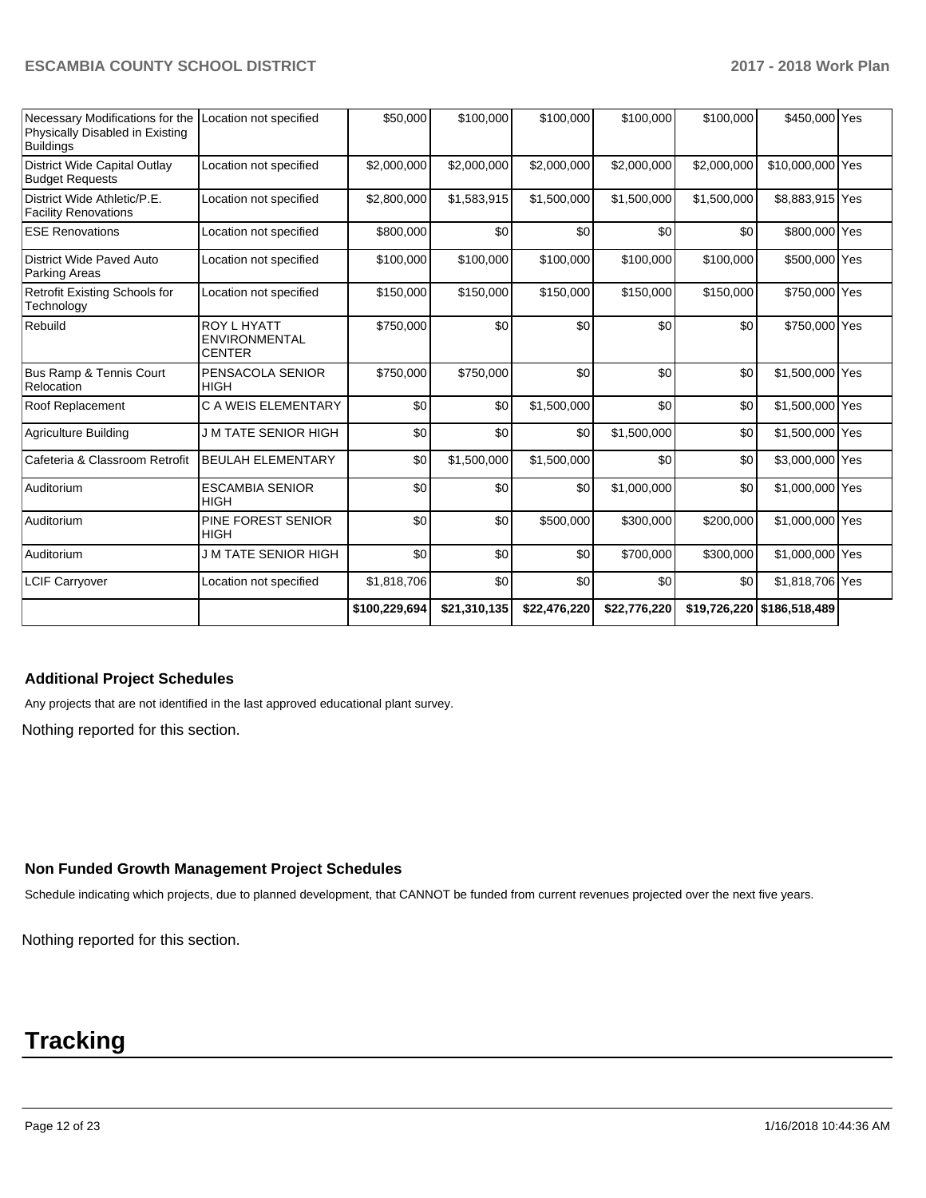| | | | | | | | | |
|---|---|---|---|---|---|---|---|---|
| Necessary Modifications for the Physically Disabled in Existing Buildings | Location not specified | $50,000 | $100,000 | $100,000 | $100,000 | $100,000 | $450,000 | Yes |
| District Wide Capital Outlay Budget Requests | Location not specified | $2,000,000 | $2,000,000 | $2,000,000 | $2,000,000 | $2,000,000 | $10,000,000 | Yes |
| District Wide Athletic/P.E. Facility Renovations | Location not specified | $2,800,000 | $1,583,915 | $1,500,000 | $1,500,000 | $1,500,000 | $8,883,915 | Yes |
| ESE Renovations | Location not specified | $800,000 | $0 | $0 | $0 | $0 | $800,000 | Yes |
| District Wide Paved Auto Parking Areas | Location not specified | $100,000 | $100,000 | $100,000 | $100,000 | $100,000 | $500,000 | Yes |
| Retrofit Existing Schools for Technology | Location not specified | $150,000 | $150,000 | $150,000 | $150,000 | $150,000 | $750,000 | Yes |
| Rebuild | ROY L HYATT ENVIRONMENTAL CENTER | $750,000 | $0 | $0 | $0 | $0 | $750,000 | Yes |
| Bus Ramp & Tennis Court Relocation | PENSACOLA SENIOR HIGH | $750,000 | $750,000 | $0 | $0 | $0 | $1,500,000 | Yes |
| Roof Replacement | C A WEIS ELEMENTARY | $0 | $0 | $1,500,000 | $0 | $0 | $1,500,000 | Yes |
| Agriculture Building | J M TATE SENIOR HIGH | $0 | $0 | $0 | $1,500,000 | $0 | $1,500,000 | Yes |
| Cafeteria & Classroom Retrofit | BEULAH ELEMENTARY | $0 | $1,500,000 | $1,500,000 | $0 | $0 | $3,000,000 | Yes |
| Auditorium | ESCAMBIA SENIOR HIGH | $0 | $0 | $0 | $1,000,000 | $0 | $1,000,000 | Yes |
| Auditorium | PINE FOREST SENIOR HIGH | $0 | $0 | $500,000 | $300,000 | $200,000 | $1,000,000 | Yes |
| Auditorium | J M TATE SENIOR HIGH | $0 | $0 | $0 | $700,000 | $300,000 | $1,000,000 | Yes |
| LCIF Carryover | Location not specified | $1,818,706 | $0 | $0 | $0 | $0 | $1,818,706 | Yes |
| | | $100,229,694 | $21,310,135 | $22,476,220 | $22,776,220 | $19,726,220 | $186,518,489 | |

### Additional Project Schedules

Any projects that are not identified in the last approved educational plant survey.

Nothing reported for this section.

### Non Funded Growth Management Project Schedules

Schedule indicating which projects, due to planned development, that CANNOT be funded from current revenues projected over the next five years.

Nothing reported for this section.

# Tracking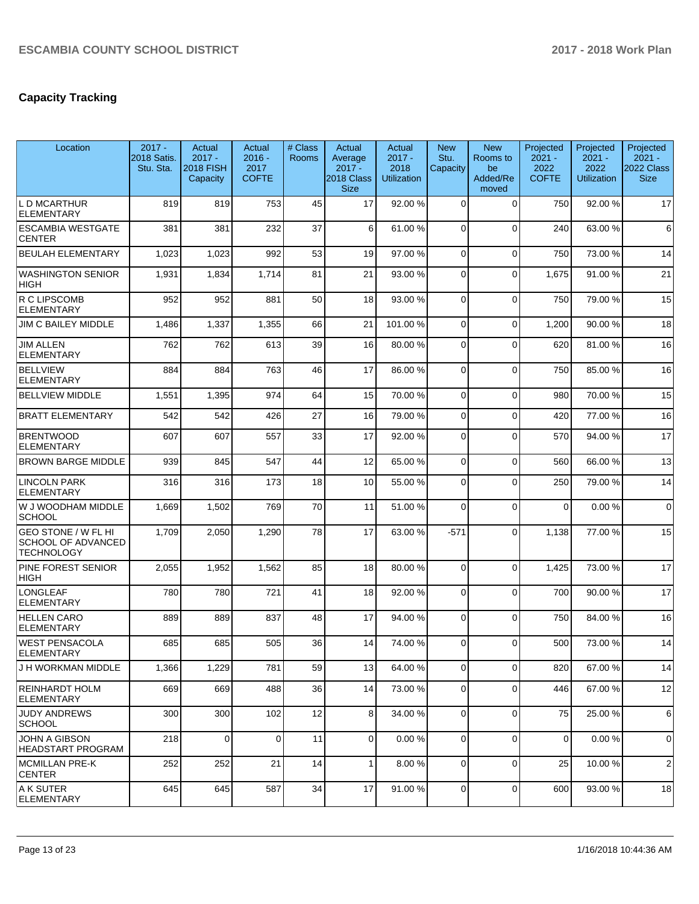## Capacity Tracking

| Location | 2017 - 2018 Satis. Stu. Sta. | Actual 2017 - 2018 FISH Capacity | Actual 2016 - 2017 COFTE | # Class Rooms | Actual Average 2017 - 2018 Class Size | Actual 2017 - 2018 Utilization | New Stu. Capacity | New Rooms to be Added/Removed | Projected 2021 - 2022 COFTE | Projected 2021 - 2022 Utilization | Projected 2021 - 2022 Class Size |
|---|---|---|---|---|---|---|---|---|---|---|---|
| L D MCARTHUR ELEMENTARY | 819 | 819 | 753 | 45 | 17 | 92.00 % | 0 | 0 | 750 | 92.00 % | 17 |
| ESCAMBIA WESTGATE CENTER | 381 | 381 | 232 | 37 | 6 | 61.00 % | 0 | 0 | 240 | 63.00 % | 6 |
| BEULAH ELEMENTARY | 1,023 | 1,023 | 992 | 53 | 19 | 97.00 % | 0 | 0 | 750 | 73.00 % | 14 |
| WASHINGTON SENIOR HIGH | 1,931 | 1,834 | 1,714 | 81 | 21 | 93.00 % | 0 | 0 | 1,675 | 91.00 % | 21 |
| R C LIPSCOMB ELEMENTARY | 952 | 952 | 881 | 50 | 18 | 93.00 % | 0 | 0 | 750 | 79.00 % | 15 |
| JIM C BAILEY MIDDLE | 1,486 | 1,337 | 1,355 | 66 | 21 | 101.00 % | 0 | 0 | 1,200 | 90.00 % | 18 |
| JIM ALLEN ELEMENTARY | 762 | 762 | 613 | 39 | 16 | 80.00 % | 0 | 0 | 620 | 81.00 % | 16 |
| BELLVIEW ELEMENTARY | 884 | 884 | 763 | 46 | 17 | 86.00 % | 0 | 0 | 750 | 85.00 % | 16 |
| BELLVIEW MIDDLE | 1,551 | 1,395 | 974 | 64 | 15 | 70.00 % | 0 | 0 | 980 | 70.00 % | 15 |
| BRATT ELEMENTARY | 542 | 542 | 426 | 27 | 16 | 79.00 % | 0 | 0 | 420 | 77.00 % | 16 |
| BRENTWOOD ELEMENTARY | 607 | 607 | 557 | 33 | 17 | 92.00 % | 0 | 0 | 570 | 94.00 % | 17 |
| BROWN BARGE MIDDLE | 939 | 845 | 547 | 44 | 12 | 65.00 % | 0 | 0 | 560 | 66.00 % | 13 |
| LINCOLN PARK ELEMENTARY | 316 | 316 | 173 | 18 | 10 | 55.00 % | 0 | 0 | 250 | 79.00 % | 14 |
| W J WOODHAM MIDDLE SCHOOL | 1,669 | 1,502 | 769 | 70 | 11 | 51.00 % | 0 | 0 | 0 | 0.00 % | 0 |
| GEO STONE / W FL HI SCHOOL OF ADVANCED TECHNOLOGY | 1,709 | 2,050 | 1,290 | 78 | 17 | 63.00 % | -571 | 0 | 1,138 | 77.00 % | 15 |
| PINE FOREST SENIOR HIGH | 2,055 | 1,952 | 1,562 | 85 | 18 | 80.00 % | 0 | 0 | 1,425 | 73.00 % | 17 |
| LONGLEAF ELEMENTARY | 780 | 780 | 721 | 41 | 18 | 92.00 % | 0 | 0 | 700 | 90.00 % | 17 |
| HELLEN CARO ELEMENTARY | 889 | 889 | 837 | 48 | 17 | 94.00 % | 0 | 0 | 750 | 84.00 % | 16 |
| WEST PENSACOLA ELEMENTARY | 685 | 685 | 505 | 36 | 14 | 74.00 % | 0 | 0 | 500 | 73.00 % | 14 |
| J H WORKMAN MIDDLE | 1,366 | 1,229 | 781 | 59 | 13 | 64.00 % | 0 | 0 | 820 | 67.00 % | 14 |
| REINHARDT HOLM ELEMENTARY | 669 | 669 | 488 | 36 | 14 | 73.00 % | 0 | 0 | 446 | 67.00 % | 12 |
| JUDY ANDREWS SCHOOL | 300 | 300 | 102 | 12 | 8 | 34.00 % | 0 | 0 | 75 | 25.00 % | 6 |
| JOHN A GIBSON HEADSTART PROGRAM | 218 | 0 | 0 | 11 | 0 | 0.00 % | 0 | 0 | 0 | 0.00 % | 0 |
| MCMILLAN PRE-K CENTER | 252 | 252 | 21 | 14 | 1 | 8.00 % | 0 | 0 | 25 | 10.00 % | 2 |
| A K SUTER ELEMENTARY | 645 | 645 | 587 | 34 | 17 | 91.00 % | 0 | 0 | 600 | 93.00 % | 18 |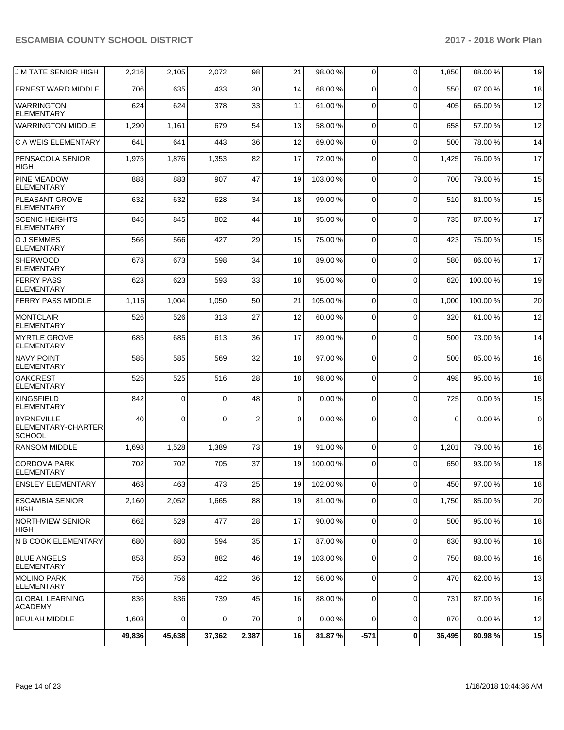| | | | | | | | | | | |
|---|---|---|---|---|---|---|---|---|---|---|
| J M TATE SENIOR HIGH | 2,216 | 2,105 | 2,072 | 98 | 21 | 98.00 % | 0 | 0 | 1,850 | 88.00 % | 19 |
| ERNEST WARD MIDDLE | 706 | 635 | 433 | 30 | 14 | 68.00 % | 0 | 0 | 550 | 87.00 % | 18 |
| WARRINGTON ELEMENTARY | 624 | 624 | 378 | 33 | 11 | 61.00 % | 0 | 0 | 405 | 65.00 % | 12 |
| WARRINGTON MIDDLE | 1,290 | 1,161 | 679 | 54 | 13 | 58.00 % | 0 | 0 | 658 | 57.00 % | 12 |
| C A WEIS ELEMENTARY | 641 | 641 | 443 | 36 | 12 | 69.00 % | 0 | 0 | 500 | 78.00 % | 14 |
| PENSACOLA SENIOR HIGH | 1,975 | 1,876 | 1,353 | 82 | 17 | 72.00 % | 0 | 0 | 1,425 | 76.00 % | 17 |
| PINE MEADOW ELEMENTARY | 883 | 883 | 907 | 47 | 19 | 103.00 % | 0 | 0 | 700 | 79.00 % | 15 |
| PLEASANT GROVE ELEMENTARY | 632 | 632 | 628 | 34 | 18 | 99.00 % | 0 | 0 | 510 | 81.00 % | 15 |
| SCENIC HEIGHTS ELEMENTARY | 845 | 845 | 802 | 44 | 18 | 95.00 % | 0 | 0 | 735 | 87.00 % | 17 |
| O J SEMMES ELEMENTARY | 566 | 566 | 427 | 29 | 15 | 75.00 % | 0 | 0 | 423 | 75.00 % | 15 |
| SHERWOOD ELEMENTARY | 673 | 673 | 598 | 34 | 18 | 89.00 % | 0 | 0 | 580 | 86.00 % | 17 |
| FERRY PASS ELEMENTARY | 623 | 623 | 593 | 33 | 18 | 95.00 % | 0 | 0 | 620 | 100.00 % | 19 |
| FERRY PASS MIDDLE | 1,116 | 1,004 | 1,050 | 50 | 21 | 105.00 % | 0 | 0 | 1,000 | 100.00 % | 20 |
| MONTCLAIR ELEMENTARY | 526 | 526 | 313 | 27 | 12 | 60.00 % | 0 | 0 | 320 | 61.00 % | 12 |
| MYRTLE GROVE ELEMENTARY | 685 | 685 | 613 | 36 | 17 | 89.00 % | 0 | 0 | 500 | 73.00 % | 14 |
| NAVY POINT ELEMENTARY | 585 | 585 | 569 | 32 | 18 | 97.00 % | 0 | 0 | 500 | 85.00 % | 16 |
| OAKCREST ELEMENTARY | 525 | 525 | 516 | 28 | 18 | 98.00 % | 0 | 0 | 498 | 95.00 % | 18 |
| KINGSFIELD ELEMENTARY | 842 | 0 | 0 | 48 | 0 | 0.00 % | 0 | 0 | 725 | 0.00 % | 15 |
| BYRNEVILLE ELEMENTARY-CHARTER SCHOOL | 40 | 0 | 0 | 2 | 0 | 0.00 % | 0 | 0 | 0 | 0.00 % | 0 |
| RANSOM MIDDLE | 1,698 | 1,528 | 1,389 | 73 | 19 | 91.00 % | 0 | 0 | 1,201 | 79.00 % | 16 |
| CORDOVA PARK ELEMENTARY | 702 | 702 | 705 | 37 | 19 | 100.00 % | 0 | 0 | 650 | 93.00 % | 18 |
| ENSLEY ELEMENTARY | 463 | 463 | 473 | 25 | 19 | 102.00 % | 0 | 0 | 450 | 97.00 % | 18 |
| ESCAMBIA SENIOR HIGH | 2,160 | 2,052 | 1,665 | 88 | 19 | 81.00 % | 0 | 0 | 1,750 | 85.00 % | 20 |
| NORTHVIEW SENIOR HIGH | 662 | 529 | 477 | 28 | 17 | 90.00 % | 0 | 0 | 500 | 95.00 % | 18 |
| N B COOK ELEMENTARY | 680 | 680 | 594 | 35 | 17 | 87.00 % | 0 | 0 | 630 | 93.00 % | 18 |
| BLUE ANGELS ELEMENTARY | 853 | 853 | 882 | 46 | 19 | 103.00 % | 0 | 0 | 750 | 88.00 % | 16 |
| MOLINO PARK ELEMENTARY | 756 | 756 | 422 | 36 | 12 | 56.00 % | 0 | 0 | 470 | 62.00 % | 13 |
| GLOBAL LEARNING ACADEMY | 836 | 836 | 739 | 45 | 16 | 88.00 % | 0 | 0 | 731 | 87.00 % | 16 |
| BEULAH MIDDLE | 1,603 | 0 | 0 | 70 | 0 | 0.00 % | 0 | 0 | 870 | 0.00 % | 12 |
| | **49,836** | **45,638** | **37,362** | **2,387** | **16** | **81.87 %** | **-571** | **0** | **36,495** | **80.98 %** | **15** |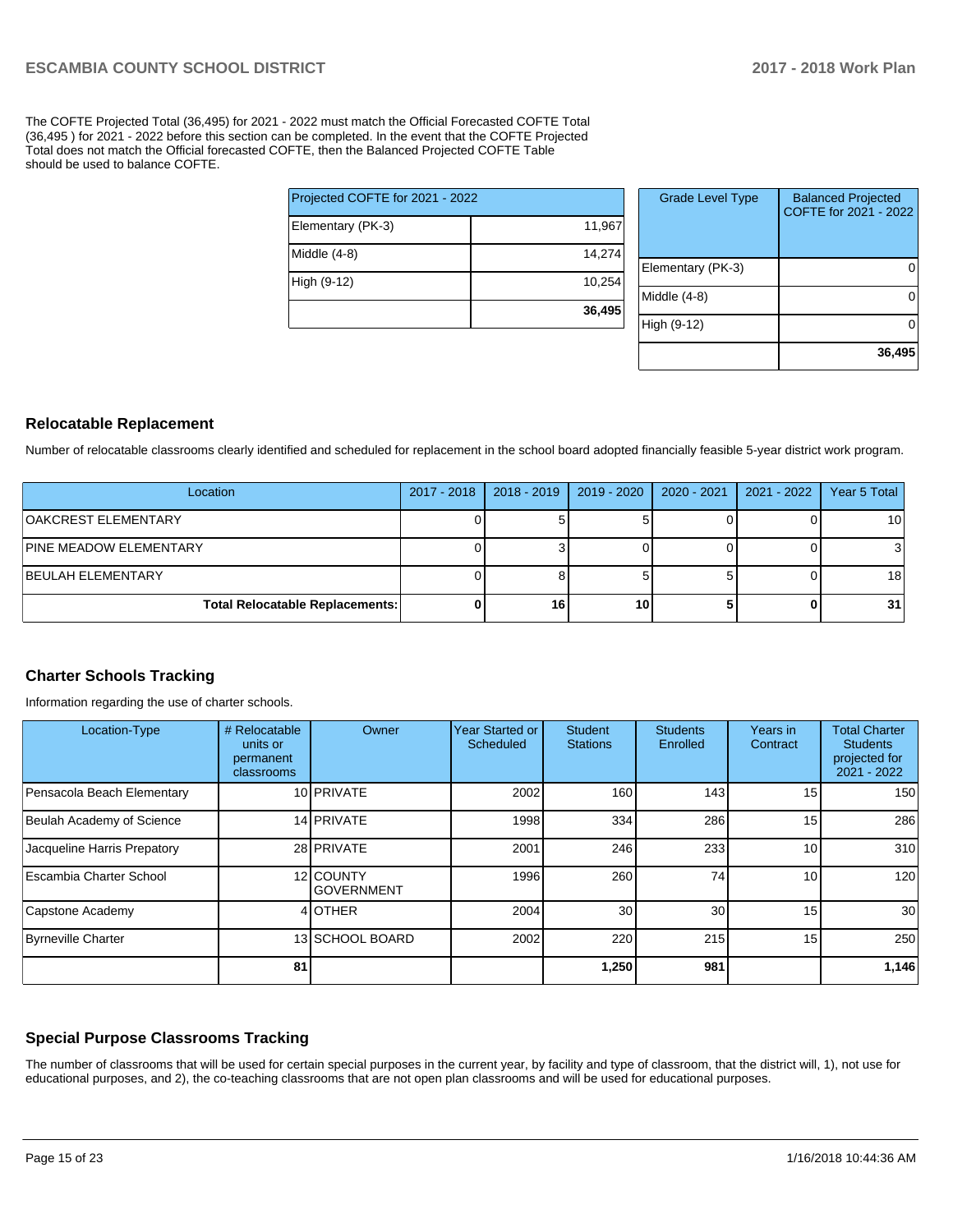The COFTE Projected Total (36,495) for 2021 - 2022 must match the Official Forecasted COFTE Total (36,495 ) for 2021 - 2022 before this section can be completed. In the event that the COFTE Projected Total does not match the Official forecasted COFTE, then the Balanced Projected COFTE Table should be used to balance COFTE.

| Projected COFTE for 2021 - 2022 | |
|---|---|
| Elementary (PK-3) | 11,967 |
| Middle (4-8) | 14,274 |
| High (9-12) | 10,254 |
| | **36,495** |

| Grade Level Type | Balanced Projected COFTE for 2021 - 2022 |
|---|---|
| Elementary (PK-3) | 0 |
| Middle (4-8) | 0 |
| High (9-12) | 0 |
| | **36,495** |

## Relocatable Replacement

Number of relocatable classrooms clearly identified and scheduled for replacement in the school board adopted financially feasible 5-year district work program.

| Location | 2017 - 2018 | 2018 - 2019 | 2019 - 2020 | 2020 - 2021 | 2021 - 2022 | Year 5 Total |
|---|---|---|---|---|---|---|
| OAKCREST ELEMENTARY | 0 | 5 | 5 | 0 | 0 | 10 |
| PINE MEADOW ELEMENTARY | 0 | 3 | 0 | 0 | 0 | 3 |
| BEULAH ELEMENTARY | 0 | 8 | 5 | 5 | 0 | 18 |
| **Total Relocatable Replacements:** | **0** | **16** | **10** | **5** | **0** | **31** |

## Charter Schools Tracking

Information regarding the use of charter schools.

| Location-Type | # Relocatable units or permanent classrooms | Owner | Year Started or Scheduled | Student Stations | Students Enrolled | Years in Contract | Total Charter Students projected for 2021 - 2022 |
|---|---|---|---|---|---|---|---|
| Pensacola Beach Elementary | 10 | PRIVATE | 2002 | 160 | 143 | 15 | 150 |
| Beulah Academy of Science | 14 | PRIVATE | 1998 | 334 | 286 | 15 | 286 |
| Jacqueline Harris Prepatory | 28 | PRIVATE | 2001 | 246 | 233 | 10 | 310 |
| Escambia Charter School | 12 | COUNTY GOVERNMENT | 1996 | 260 | 74 | 10 | 120 |
| Capstone Academy | 4 | OTHER | 2004 | 30 | 30 | 15 | 30 |
| Byrneville Charter | 13 | SCHOOL BOARD | 2002 | 220 | 215 | 15 | 250 |
| | **81** | | | **1,250** | **981** | | **1,146** |

## Special Purpose Classrooms Tracking

The number of classrooms that will be used for certain special purposes in the current year, by facility and type of classroom, that the district will, 1), not use for educational purposes, and 2), the co-teaching classrooms that are not open plan classrooms and will be used for educational purposes.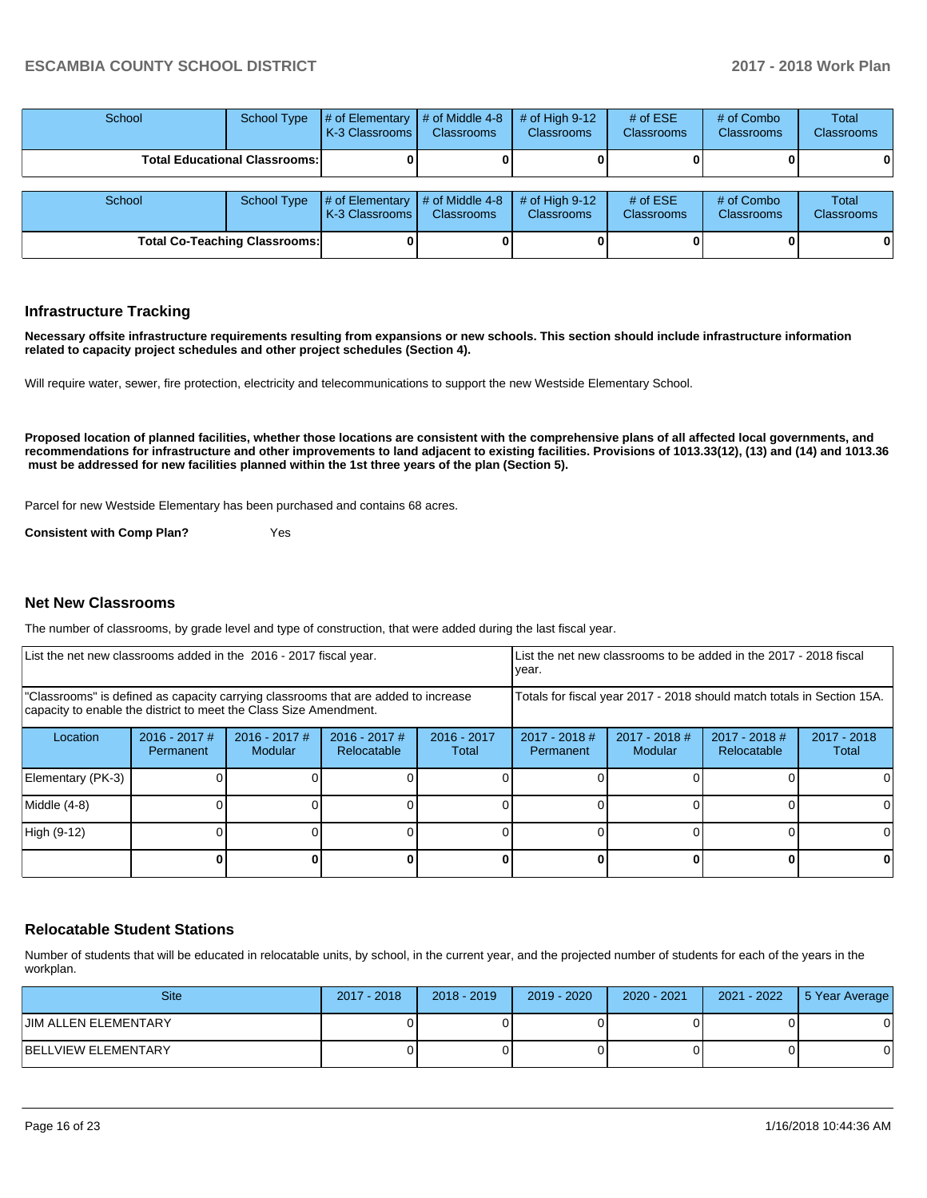| School | School Type | # of Elementary K-3 Classrooms | # of Middle 4-8 Classrooms | # of High 9-12 Classrooms | # of ESE Classrooms | # of Combo Classrooms | Total Classrooms |
|---|---|---|---|---|---|---|---|
| Total Educational Classrooms: | | 0 | 0 | 0 | 0 | 0 | 0 |

| School | School Type | # of Elementary K-3 Classrooms | # of Middle 4-8 Classrooms | # of High 9-12 Classrooms | # of ESE Classrooms | # of Combo Classrooms | Total Classrooms |
|---|---|---|---|---|---|---|---|
| Total Co-Teaching Classrooms: | | 0 | 0 | 0 | 0 | 0 | 0 |

## Infrastructure Tracking

**Necessary offsite infrastructure requirements resulting from expansions or new schools. This section should include infrastructure information related to capacity project schedules and other project schedules (Section 4).**

Will require water, sewer, fire protection, electricity and telecommunications to support the new Westside Elementary School.

**Proposed location of planned facilities, whether those locations are consistent with the comprehensive plans of all affected local governments, and recommendations for infrastructure and other improvements to land adjacent to existing facilities. Provisions of 1013.33(12), (13) and (14) and 1013.36 must be addressed for new facilities planned within the 1st three years of the plan (Section 5).**

Parcel for new Westside Elementary has been purchased and contains 68 acres.

**Consistent with Comp Plan?** Yes

## Net New Classrooms

The number of classrooms, by grade level and type of construction, that were added during the last fiscal year.

| List the net new classrooms added in the 2016 - 2017 fiscal year. | | | | | List the net new classrooms to be added in the 2017 - 2018 fiscal year. | | | |
|---|---|---|---|---|---|---|---|---|
| "Classrooms" is defined as capacity carrying classrooms that are added to increase capacity to enable the district to meet the Class Size Amendment. | | | | | Totals for fiscal year 2017 - 2018 should match totals in Section 15A. | | | |
| Location | 2016 - 2017 # Permanent | 2016 - 2017 # Modular | 2016 - 2017 # Relocatable | 2016 - 2017 Total | 2017 - 2018 # Permanent | 2017 - 2018 # Modular | 2017 - 2018 # Relocatable | 2017 - 2018 Total |
| Elementary (PK-3) | 0 | 0 | 0 | 0 | 0 | 0 | 0 | 0 |
| Middle (4-8) | 0 | 0 | 0 | 0 | 0 | 0 | 0 | 0 |
| High (9-12) | 0 | 0 | 0 | 0 | 0 | 0 | 0 | 0 |
| | **0** | **0** | **0** | **0** | **0** | **0** | **0** | **0** |

## Relocatable Student Stations

Number of students that will be educated in relocatable units, by school, in the current year, and the projected number of students for each of the years in the workplan.

| Site | 2017 - 2018 | 2018 - 2019 | 2019 - 2020 | 2020 - 2021 | 2021 - 2022 | 5 Year Average |
|---|---|---|---|---|---|---|
| JIM ALLEN ELEMENTARY | 0 | 0 | 0 | 0 | 0 | 0 |
| BELLVIEW ELEMENTARY | 0 | 0 | 0 | 0 | 0 | 0 |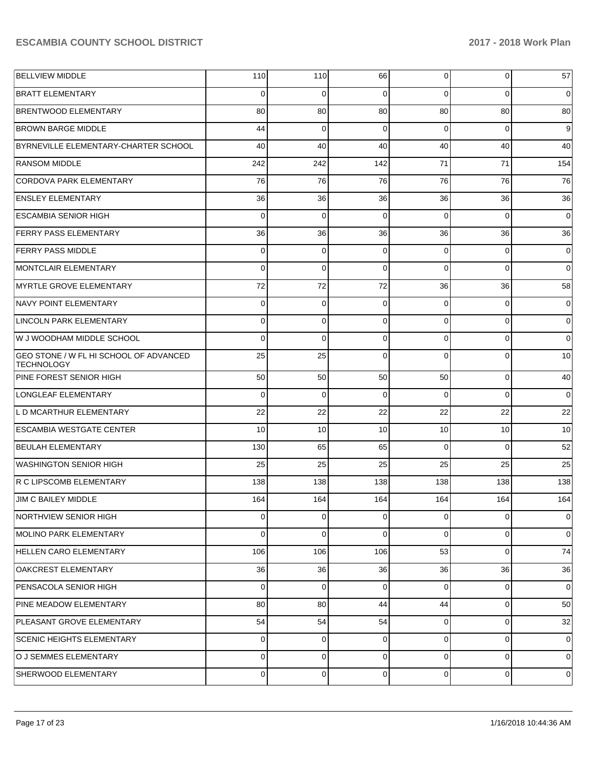| | | | | | | |
|---|---|---|---|---|---|---|
| BELLVIEW MIDDLE | 110 | 110 | 66 | 0 | 0 | 57 |
| BRATT ELEMENTARY | 0 | 0 | 0 | 0 | 0 | 0 |
| BRENTWOOD ELEMENTARY | 80 | 80 | 80 | 80 | 80 | 80 |
| BROWN BARGE MIDDLE | 44 | 0 | 0 | 0 | 0 | 9 |
| BYRNEVILLE ELEMENTARY-CHARTER SCHOOL | 40 | 40 | 40 | 40 | 40 | 40 |
| RANSOM MIDDLE | 242 | 242 | 142 | 71 | 71 | 154 |
| CORDOVA PARK ELEMENTARY | 76 | 76 | 76 | 76 | 76 | 76 |
| ENSLEY ELEMENTARY | 36 | 36 | 36 | 36 | 36 | 36 |
| ESCAMBIA SENIOR HIGH | 0 | 0 | 0 | 0 | 0 | 0 |
| FERRY PASS ELEMENTARY | 36 | 36 | 36 | 36 | 36 | 36 |
| FERRY PASS MIDDLE | 0 | 0 | 0 | 0 | 0 | 0 |
| MONTCLAIR ELEMENTARY | 0 | 0 | 0 | 0 | 0 | 0 |
| MYRTLE GROVE ELEMENTARY | 72 | 72 | 72 | 36 | 36 | 58 |
| NAVY POINT ELEMENTARY | 0 | 0 | 0 | 0 | 0 | 0 |
| LINCOLN PARK ELEMENTARY | 0 | 0 | 0 | 0 | 0 | 0 |
| W J WOODHAM MIDDLE SCHOOL | 0 | 0 | 0 | 0 | 0 | 0 |
| GEO STONE / W FL HI SCHOOL OF ADVANCED TECHNOLOGY | 25 | 25 | 0 | 0 | 0 | 10 |
| PINE FOREST SENIOR HIGH | 50 | 50 | 50 | 50 | 0 | 40 |
| LONGLEAF ELEMENTARY | 0 | 0 | 0 | 0 | 0 | 0 |
| L D MCARTHUR ELEMENTARY | 22 | 22 | 22 | 22 | 22 | 22 |
| ESCAMBIA WESTGATE CENTER | 10 | 10 | 10 | 10 | 10 | 10 |
| BEULAH ELEMENTARY | 130 | 65 | 65 | 0 | 0 | 52 |
| WASHINGTON SENIOR HIGH | 25 | 25 | 25 | 25 | 25 | 25 |
| R C LIPSCOMB ELEMENTARY | 138 | 138 | 138 | 138 | 138 | 138 |
| JIM C BAILEY MIDDLE | 164 | 164 | 164 | 164 | 164 | 164 |
| NORTHVIEW SENIOR HIGH | 0 | 0 | 0 | 0 | 0 | 0 |
| MOLINO PARK ELEMENTARY | 0 | 0 | 0 | 0 | 0 | 0 |
| HELLEN CARO ELEMENTARY | 106 | 106 | 106 | 53 | 0 | 74 |
| OAKCREST ELEMENTARY | 36 | 36 | 36 | 36 | 36 | 36 |
| PENSACOLA SENIOR HIGH | 0 | 0 | 0 | 0 | 0 | 0 |
| PINE MEADOW ELEMENTARY | 80 | 80 | 44 | 44 | 0 | 50 |
| PLEASANT GROVE ELEMENTARY | 54 | 54 | 54 | 0 | 0 | 32 |
| SCENIC HEIGHTS ELEMENTARY | 0 | 0 | 0 | 0 | 0 | 0 |
| O J SEMMES ELEMENTARY | 0 | 0 | 0 | 0 | 0 | 0 |
| SHERWOOD ELEMENTARY | 0 | 0 | 0 | 0 | 0 | 0 |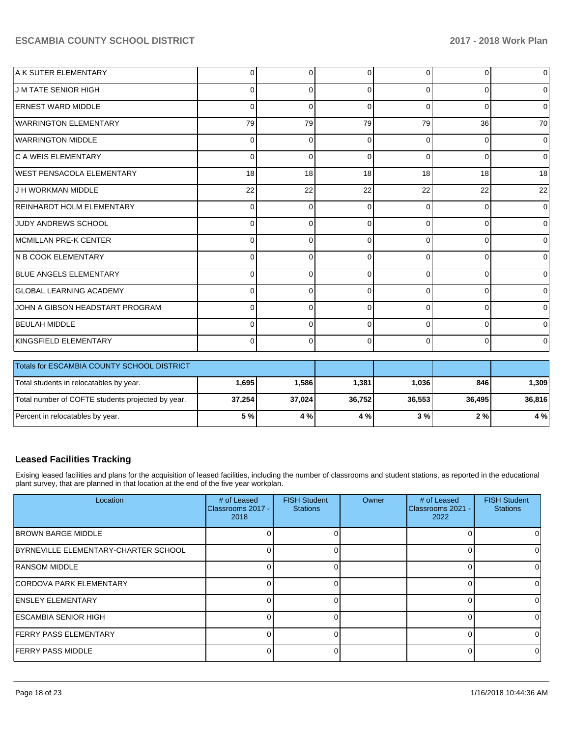| | | | | | | |
|---|---|---|---|---|---|---|
| A K SUTER ELEMENTARY | 0 | 0 | 0 | 0 | 0 | 0 |
| J M TATE SENIOR HIGH | 0 | 0 | 0 | 0 | 0 | 0 |
| ERNEST WARD MIDDLE | 0 | 0 | 0 | 0 | 0 | 0 |
| WARRINGTON ELEMENTARY | 79 | 79 | 79 | 79 | 36 | 70 |
| WARRINGTON MIDDLE | 0 | 0 | 0 | 0 | 0 | 0 |
| C A WEIS ELEMENTARY | 0 | 0 | 0 | 0 | 0 | 0 |
| WEST PENSACOLA ELEMENTARY | 18 | 18 | 18 | 18 | 18 | 18 |
| J H WORKMAN MIDDLE | 22 | 22 | 22 | 22 | 22 | 22 |
| REINHARDT HOLM ELEMENTARY | 0 | 0 | 0 | 0 | 0 | 0 |
| JUDY ANDREWS SCHOOL | 0 | 0 | 0 | 0 | 0 | 0 |
| MCMILLAN PRE-K CENTER | 0 | 0 | 0 | 0 | 0 | 0 |
| N B COOK ELEMENTARY | 0 | 0 | 0 | 0 | 0 | 0 |
| BLUE ANGELS ELEMENTARY | 0 | 0 | 0 | 0 | 0 | 0 |
| GLOBAL LEARNING ACADEMY | 0 | 0 | 0 | 0 | 0 | 0 |
| JOHN A GIBSON HEADSTART PROGRAM | 0 | 0 | 0 | 0 | 0 | 0 |
| BEULAH MIDDLE | 0 | 0 | 0 | 0 | 0 | 0 |
| KINGSFIELD ELEMENTARY | 0 | 0 | 0 | 0 | 0 | 0 |

| Totals for ESCAMBIA COUNTY SCHOOL DISTRICT | | | | | | |
|---|---|---|---|---|---|---|
| Total students in relocatables by year. | **1,695** | **1,586** | **1,381** | **1,036** | **846** | **1,309** |
| Total number of COFTE students projected by year. | **37,254** | **37,024** | **36,752** | **36,553** | **36,495** | **36,816** |
| Percent in relocatables by year. | **5 %** | **4 %** | **4 %** | **3 %** | **2 %** | **4 %** |

## Leased Facilities Tracking

Exising leased facilities and plans for the acquisition of leased facilities, including the number of classrooms and student stations, as reported in the educational plant survey, that are planned in that location at the end of the five year workplan.

| Location | # of Leased Classrooms 2017 - 2018 | FISH Student Stations | Owner | # of Leased Classrooms 2021 - 2022 | FISH Student Stations |
|---|---|---|---|---|---|
| BROWN BARGE MIDDLE | 0 | 0 | | 0 | 0 |
| BYRNEVILLE ELEMENTARY-CHARTER SCHOOL | 0 | 0 | | 0 | 0 |
| RANSOM MIDDLE | 0 | 0 | | 0 | 0 |
| CORDOVA PARK ELEMENTARY | 0 | 0 | | 0 | 0 |
| ENSLEY ELEMENTARY | 0 | 0 | | 0 | 0 |
| ESCAMBIA SENIOR HIGH | 0 | 0 | | 0 | 0 |
| FERRY PASS ELEMENTARY | 0 | 0 | | 0 | 0 |
| FERRY PASS MIDDLE | 0 | 0 | | 0 | 0 |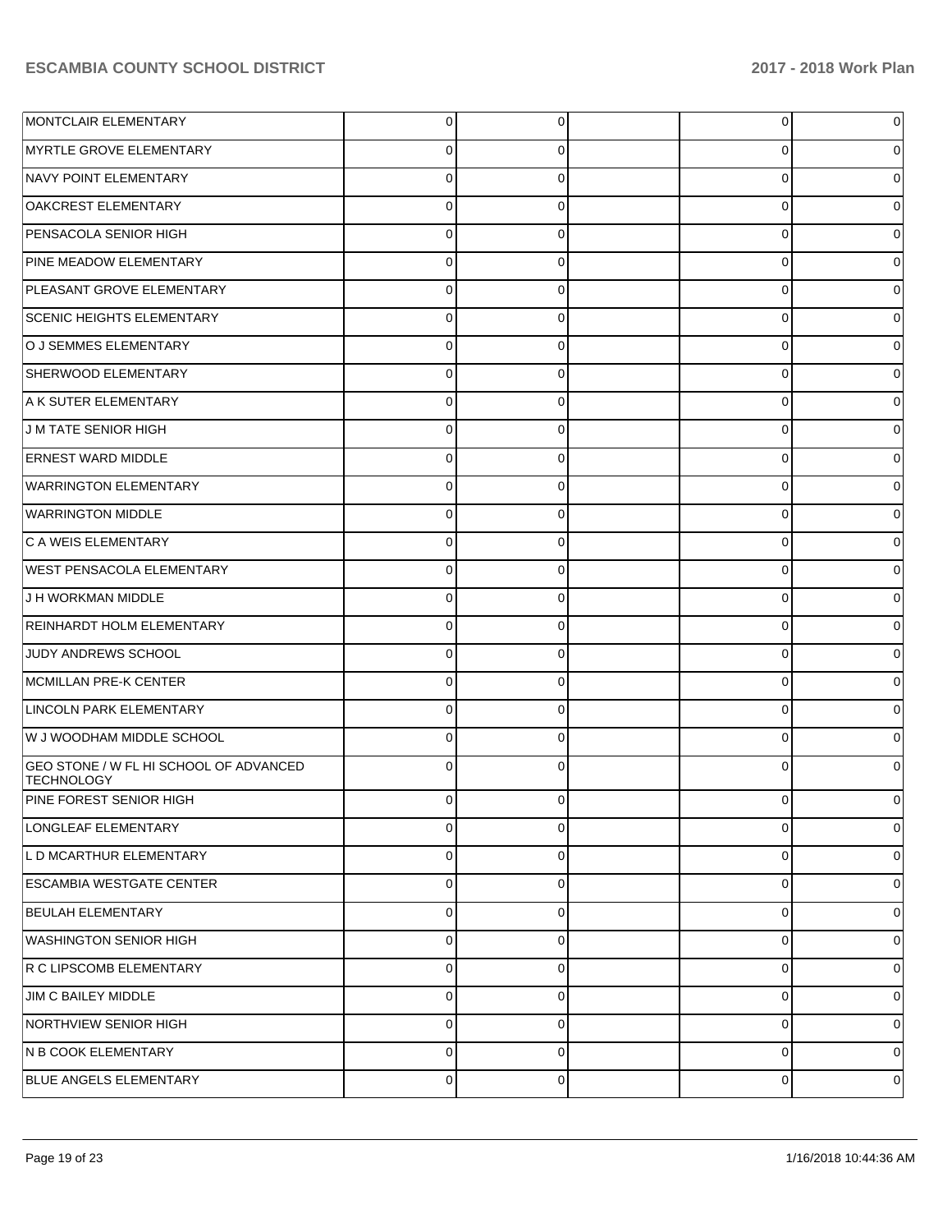| | | | | | |
|---|---|---|---|---|---|
| MONTCLAIR ELEMENTARY | 0 | 0 | | 0 | 0 |
| MYRTLE GROVE ELEMENTARY | 0 | 0 | | 0 | 0 |
| NAVY POINT ELEMENTARY | 0 | 0 | | 0 | 0 |
| OAKCREST ELEMENTARY | 0 | 0 | | 0 | 0 |
| PENSACOLA SENIOR HIGH | 0 | 0 | | 0 | 0 |
| PINE MEADOW ELEMENTARY | 0 | 0 | | 0 | 0 |
| PLEASANT GROVE ELEMENTARY | 0 | 0 | | 0 | 0 |
| SCENIC HEIGHTS ELEMENTARY | 0 | 0 | | 0 | 0 |
| O J SEMMES ELEMENTARY | 0 | 0 | | 0 | 0 |
| SHERWOOD ELEMENTARY | 0 | 0 | | 0 | 0 |
| A K SUTER ELEMENTARY | 0 | 0 | | 0 | 0 |
| J M TATE SENIOR HIGH | 0 | 0 | | 0 | 0 |
| ERNEST WARD MIDDLE | 0 | 0 | | 0 | 0 |
| WARRINGTON ELEMENTARY | 0 | 0 | | 0 | 0 |
| WARRINGTON MIDDLE | 0 | 0 | | 0 | 0 |
| C A WEIS ELEMENTARY | 0 | 0 | | 0 | 0 |
| WEST PENSACOLA ELEMENTARY | 0 | 0 | | 0 | 0 |
| J H WORKMAN MIDDLE | 0 | 0 | | 0 | 0 |
| REINHARDT HOLM ELEMENTARY | 0 | 0 | | 0 | 0 |
| JUDY ANDREWS SCHOOL | 0 | 0 | | 0 | 0 |
| MCMILLAN PRE-K CENTER | 0 | 0 | | 0 | 0 |
| LINCOLN PARK ELEMENTARY | 0 | 0 | | 0 | 0 |
| W J WOODHAM MIDDLE SCHOOL | 0 | 0 | | 0 | 0 |
| GEO STONE / W FL HI SCHOOL OF ADVANCED TECHNOLOGY | 0 | 0 | | 0 | 0 |
| PINE FOREST SENIOR HIGH | 0 | 0 | | 0 | 0 |
| LONGLEAF ELEMENTARY | 0 | 0 | | 0 | 0 |
| L D MCARTHUR ELEMENTARY | 0 | 0 | | 0 | 0 |
| ESCAMBIA WESTGATE CENTER | 0 | 0 | | 0 | 0 |
| BEULAH ELEMENTARY | 0 | 0 | | 0 | 0 |
| WASHINGTON SENIOR HIGH | 0 | 0 | | 0 | 0 |
| R C LIPSCOMB ELEMENTARY | 0 | 0 | | 0 | 0 |
| JIM C BAILEY MIDDLE | 0 | 0 | | 0 | 0 |
| NORTHVIEW SENIOR HIGH | 0 | 0 | | 0 | 0 |
| N B COOK ELEMENTARY | 0 | 0 | | 0 | 0 |
| BLUE ANGELS ELEMENTARY | 0 | 0 | | 0 | 0 |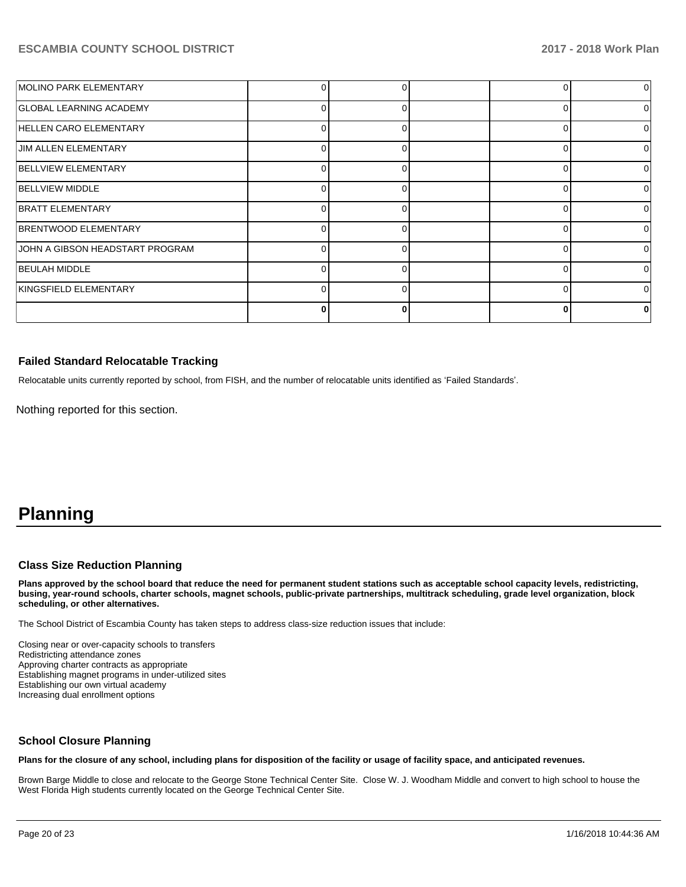| | | | | | |
|---|---|---|---|---|---|
| MOLINO PARK ELEMENTARY | 0 | 0 | | 0 | 0 |
| GLOBAL LEARNING ACADEMY | 0 | 0 | | 0 | 0 |
| HELLEN CARO ELEMENTARY | 0 | 0 | | 0 | 0 |
| JIM ALLEN ELEMENTARY | 0 | 0 | | 0 | 0 |
| BELLVIEW ELEMENTARY | 0 | 0 | | 0 | 0 |
| BELLVIEW MIDDLE | 0 | 0 | | 0 | 0 |
| BRATT ELEMENTARY | 0 | 0 | | 0 | 0 |
| BRENTWOOD ELEMENTARY | 0 | 0 | | 0 | 0 |
| JOHN A GIBSON HEADSTART PROGRAM | 0 | 0 | | 0 | 0 |
| BEULAH MIDDLE | 0 | 0 | | 0 | 0 |
| KINGSFIELD ELEMENTARY | 0 | 0 | | 0 | 0 |
| | **0** | **0** | | **0** | **0** |

### Failed Standard Relocatable Tracking

Relocatable units currently reported by school, from FISH, and the number of relocatable units identified as 'Failed Standards'.

Nothing reported for this section.

# Planning

### Class Size Reduction Planning

**Plans approved by the school board that reduce the need for permanent student stations such as acceptable school capacity levels, redistricting, busing, year-round schools, charter schools, magnet schools, public-private partnerships, multitrack scheduling, grade level organization, block scheduling, or other alternatives.**

The School District of Escambia County has taken steps to address class-size reduction issues that include:

Closing near or over-capacity schools to transfers
Redistricting attendance zones
Approving charter contracts as appropriate
Establishing magnet programs in under-utilized sites
Establishing our own virtual academy
Increasing dual enrollment options

### School Closure Planning

**Plans for the closure of any school, including plans for disposition of the facility or usage of facility space, and anticipated revenues.**

Brown Barge Middle to close and relocate to the George Stone Technical Center Site. Close W. J. Woodham Middle and convert to high school to house the West Florida High students currently located on the George Technical Center Site.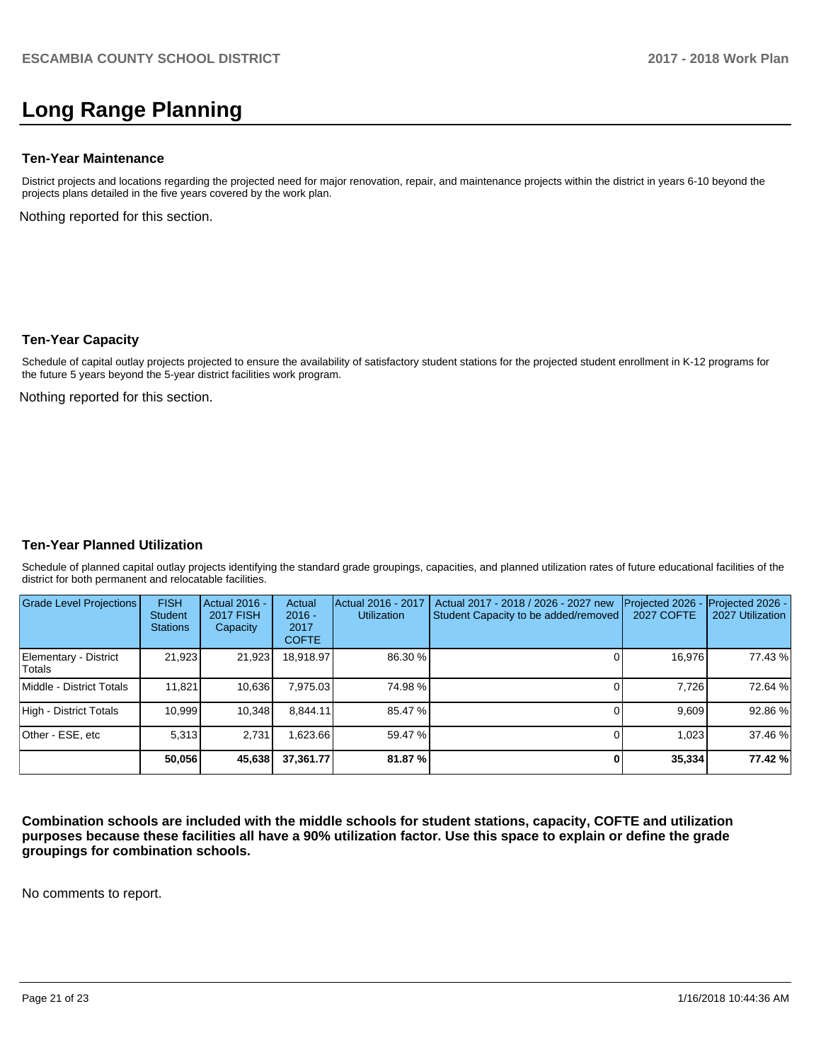# Long Range Planning

### Ten-Year Maintenance

District projects and locations regarding the projected need for major renovation, repair, and maintenance projects within the district in years 6-10 beyond the projects plans detailed in the five years covered by the work plan.

Nothing reported for this section.

### Ten-Year Capacity

Schedule of capital outlay projects projected to ensure the availability of satisfactory student stations for the projected student enrollment in K-12 programs for the future 5 years beyond the 5-year district facilities work program.

Nothing reported for this section.

### Ten-Year Planned Utilization

Schedule of planned capital outlay projects identifying the standard grade groupings, capacities, and planned utilization rates of future educational facilities of the district for both permanent and relocatable facilities.

| Grade Level Projections | FISH Student Stations | Actual 2016 - 2017 FISH Capacity | Actual 2016 - 2017 COFTE | Actual 2016 - 2017 Utilization | Actual 2017 - 2018 / 2026 - 2027 new Student Capacity to be added/removed | Projected 2026 - 2027 COFTE | Projected 2026 - 2027 Utilization |
|---|---|---|---|---|---|---|---|
| Elementary - District Totals | 21,923 | 21,923 | 18,918.97 | 86.30 % | 0 | 16,976 | 77.43 % |
| Middle - District Totals | 11,821 | 10,636 | 7,975.03 | 74.98 % | 0 | 7,726 | 72.64 % |
| High - District Totals | 10,999 | 10,348 | 8,844.11 | 85.47 % | 0 | 9,609 | 92.86 % |
| Other - ESE, etc | 5,313 | 2,731 | 1,623.66 | 59.47 % | 0 | 1,023 | 37.46 % |
| | **50,056** | **45,638** | **37,361.77** | **81.87 %** | **0** | **35,334** | **77.42 %** |

**Combination schools are included with the middle schools for student stations, capacity, COFTE and utilization purposes because these facilities all have a 90% utilization factor. Use this space to explain or define the grade groupings for combination schools.**

No comments to report.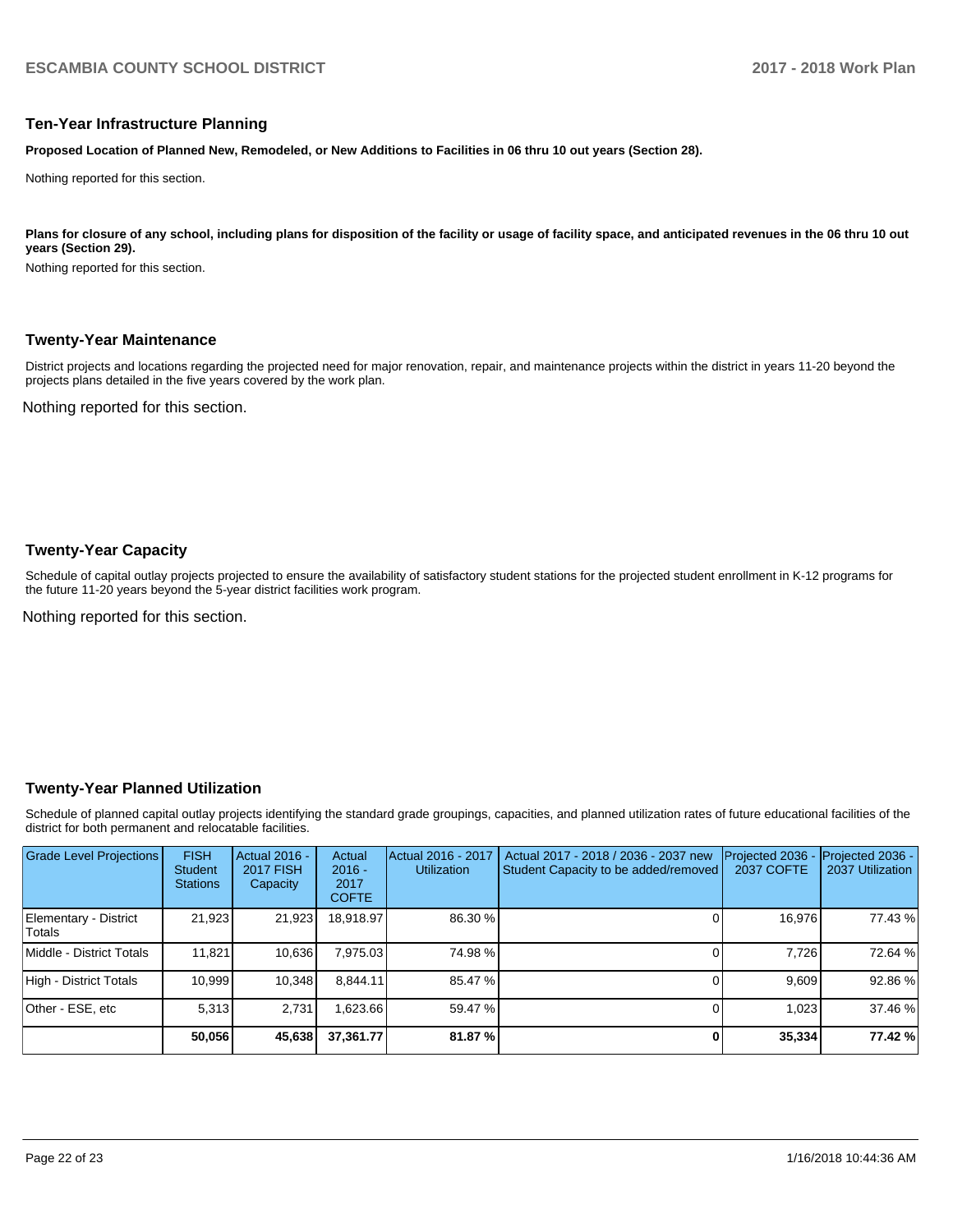## Ten-Year Infrastructure Planning

**Proposed Location of Planned New, Remodeled, or New Additions to Facilities in 06 thru 10 out years (Section 28).**

Nothing reported for this section.

**Plans for closure of any school, including plans for disposition of the facility or usage of facility space, and anticipated revenues in the 06 thru 10 out years (Section 29).**

Nothing reported for this section.

## Twenty-Year Maintenance

District projects and locations regarding the projected need for major renovation, repair, and maintenance projects within the district in years 11-20 beyond the projects plans detailed in the five years covered by the work plan.

Nothing reported for this section.

## Twenty-Year Capacity

Schedule of capital outlay projects projected to ensure the availability of satisfactory student stations for the projected student enrollment in K-12 programs for the future 11-20 years beyond the 5-year district facilities work program.

Nothing reported for this section.

## Twenty-Year Planned Utilization

Schedule of planned capital outlay projects identifying the standard grade groupings, capacities, and planned utilization rates of future educational facilities of the district for both permanent and relocatable facilities.

| Grade Level Projections | FISH Student Stations | Actual 2016 - 2017 FISH Capacity | Actual 2016 - 2017 COFTE | Actual 2016 - 2017 Utilization | Actual 2017 - 2018 / 2036 - 2037 new Student Capacity to be added/removed | Projected 2036 - 2037 COFTE | Projected 2036 - 2037 Utilization |
|---|---|---|---|---|---|---|---|
| Elementary - District Totals | 21,923 | 21,923 | 18,918.97 | 86.30 % | 0 | 16,976 | 77.43 % |
| Middle - District Totals | 11,821 | 10,636 | 7,975.03 | 74.98 % | 0 | 7,726 | 72.64 % |
| High - District Totals | 10,999 | 10,348 | 8,844.11 | 85.47 % | 0 | 9,609 | 92.86 % |
| Other - ESE, etc | 5,313 | 2,731 | 1,623.66 | 59.47 % | 0 | 1,023 | 37.46 % |
| | **50,056** | **45,638** | **37,361.77** | **81.87 %** | **0** | **35,334** | **77.42 %** |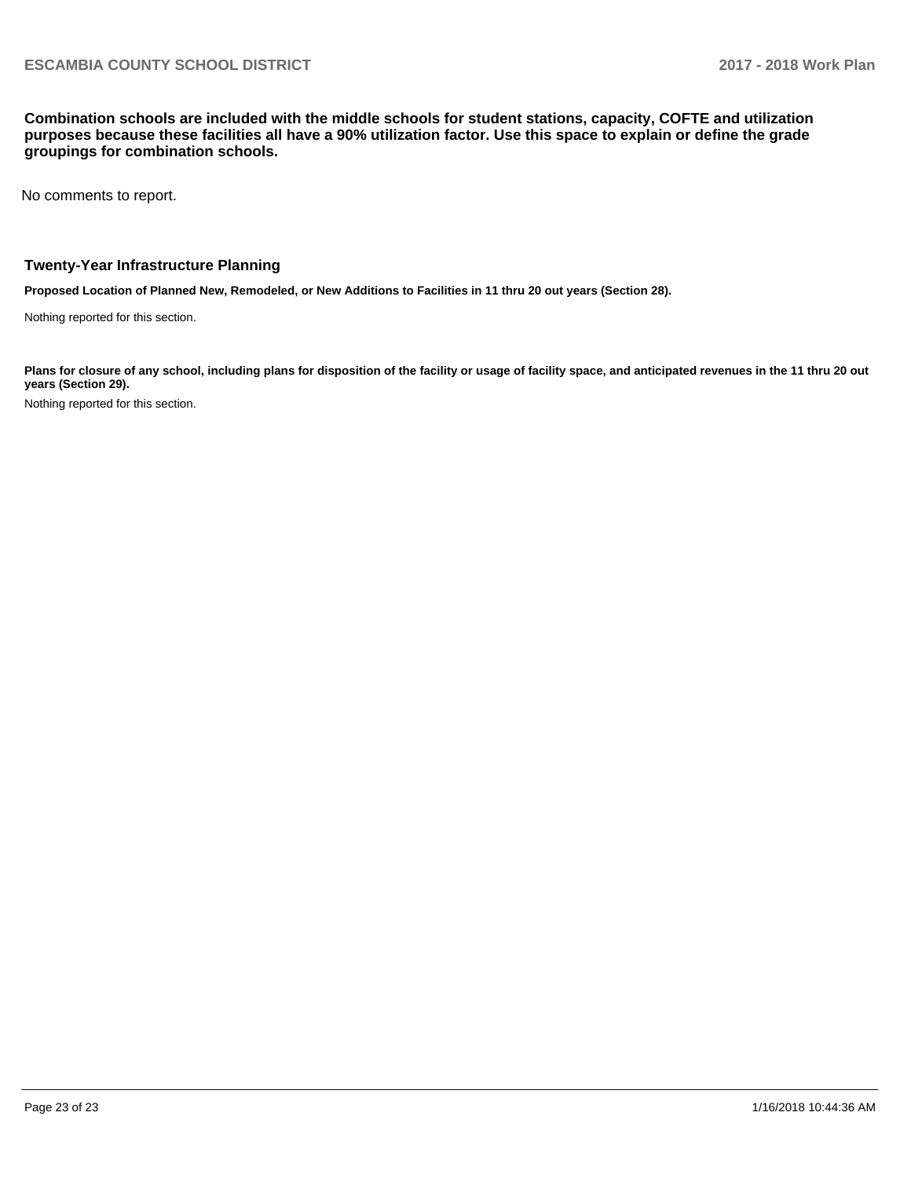**Combination schools are included with the middle schools for student stations, capacity, COFTE and utilization purposes because these facilities all have a 90% utilization factor. Use this space to explain or define the grade groupings for combination schools.**

No comments to report.

## Twenty-Year Infrastructure Planning

**Proposed Location of Planned New, Remodeled, or New Additions to Facilities in 11 thru 20 out years (Section 28).**

Nothing reported for this section.

**Plans for closure of any school, including plans for disposition of the facility or usage of facility space, and anticipated revenues in the 11 thru 20 out years (Section 29).**

Nothing reported for this section.